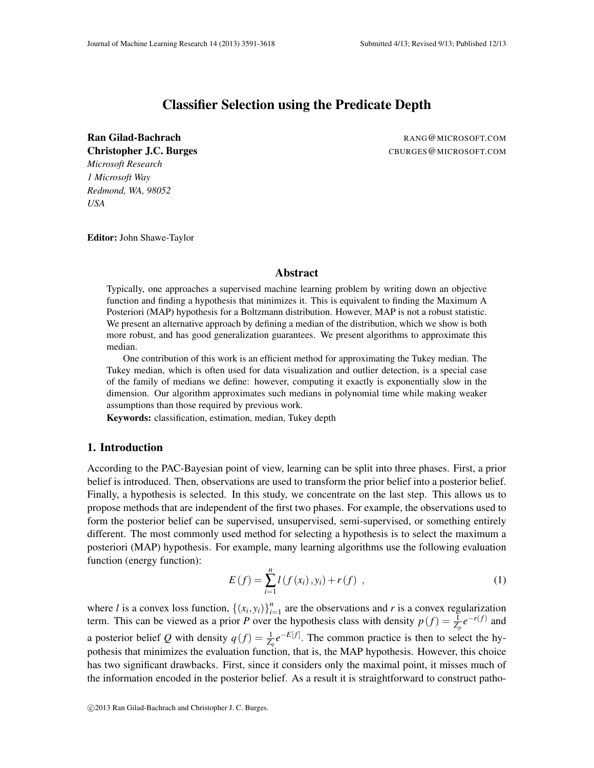# Classifier Selection using the Predicate Depth

**Ran Gilad-Bachrach** RANG@MICROSOFT.COM
**Christopher J.C. Burges** CBURGES@MICROSOFT.COM
*Microsoft Research*
*1 Microsoft Way*
*Redmond, WA, 98052*
*USA*

**Editor:** John Shawe-Taylor

## Abstract

Typically, one approaches a supervised machine learning problem by writing down an objective function and finding a hypothesis that minimizes it. This is equivalent to finding the Maximum A Posteriori (MAP) hypothesis for a Boltzmann distribution. However, MAP is not a robust statistic. We present an alternative approach by defining a median of the distribution, which we show is both more robust, and has good generalization guarantees. We present algorithms to approximate this median.

One contribution of this work is an efficient method for approximating the Tukey median. The Tukey median, which is often used for data visualization and outlier detection, is a special case of the family of medians we define: however, computing it exactly is exponentially slow in the dimension. Our algorithm approximates such medians in polynomial time while making weaker assumptions than those required by previous work.

**Keywords:** classification, estimation, median, Tukey depth

## 1. Introduction

According to the PAC-Bayesian point of view, learning can be split into three phases. First, a prior belief is introduced. Then, observations are used to transform the prior belief into a posterior belief. Finally, a hypothesis is selected. In this study, we concentrate on the last step. This allows us to propose methods that are independent of the first two phases. For example, the observations used to form the posterior belief can be supervised, unsupervised, semi-supervised, or something entirely different. The most commonly used method for selecting a hypothesis is to select the maximum a posteriori (MAP) hypothesis. For example, many learning algorithms use the following evaluation function (energy function):

$$E(f) = \sum_{i=1}^{n} l(f(x_i), y_i) + r(f) \ , \tag{1}$$

where $l$ is a convex loss function, $\{(x_i, y_i)\}_{i=1}^{n}$ are the observations and $r$ is a convex regularization term. This can be viewed as a prior $P$ over the hypothesis class with density $p(f) = \frac{1}{Z_p} e^{-r(f)}$ and a posterior belief $Q$ with density $q(f) = \frac{1}{Z_q} e^{-E[f]}$. The common practice is then to select the hypothesis that minimizes the evaluation function, that is, the MAP hypothesis. However, this choice has two significant drawbacks. First, since it considers only the maximal point, it misses much of the information encoded in the posterior belief. As a result it is straightforward to construct patho-

©2013 Ran Gilad-Bachrach and Christopher J. C. Burges.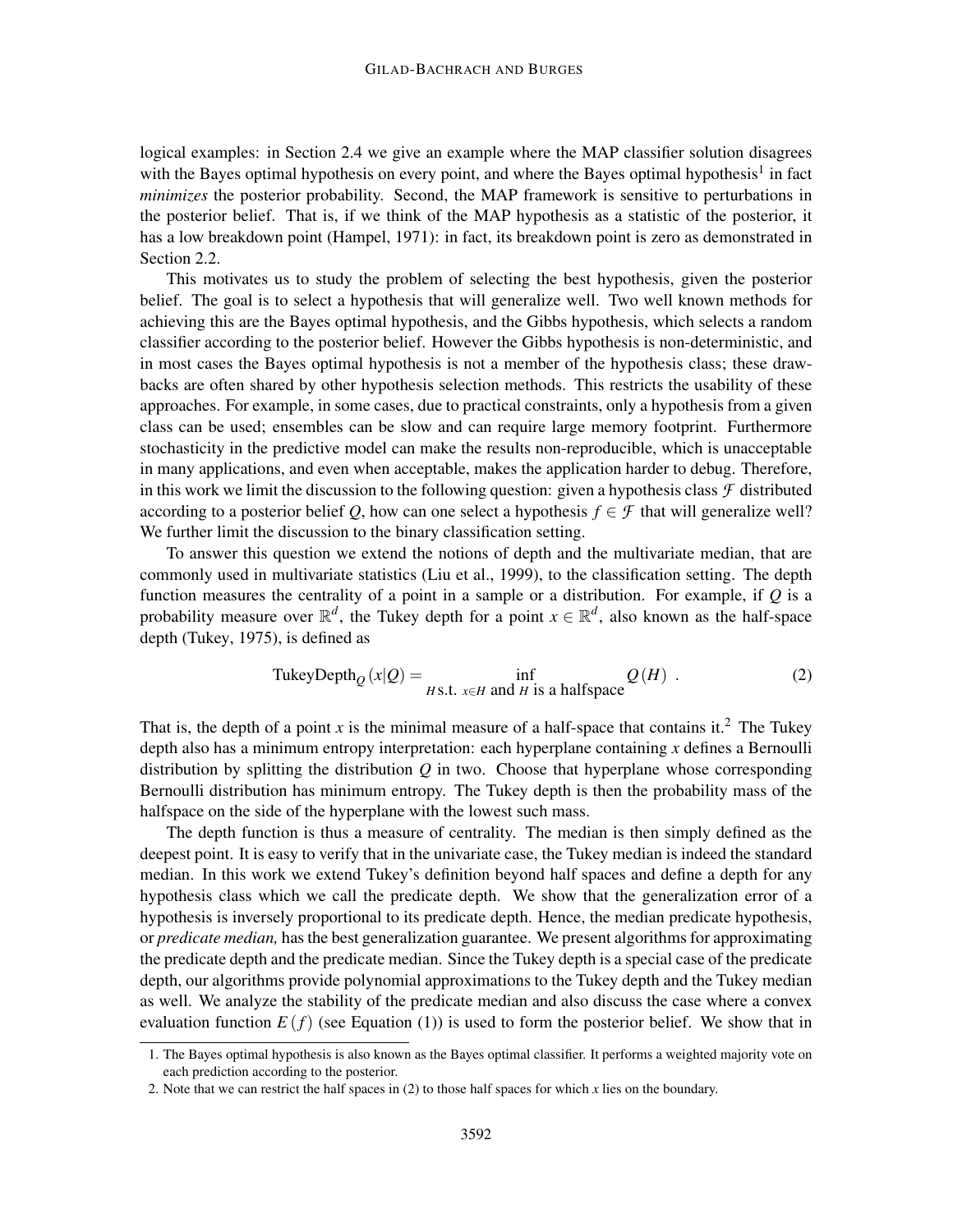logical examples: in Section 2.4 we give an example where the MAP classifier solution disagrees with the Bayes optimal hypothesis on every point, and where the Bayes optimal hypothesis[1] in fact *minimizes* the posterior probability. Second, the MAP framework is sensitive to perturbations in the posterior belief. That is, if we think of the MAP hypothesis as a statistic of the posterior, it has a low breakdown point (Hampel, 1971): in fact, its breakdown point is zero as demonstrated in Section 2.2.

This motivates us to study the problem of selecting the best hypothesis, given the posterior belief. The goal is to select a hypothesis that will generalize well. Two well known methods for achieving this are the Bayes optimal hypothesis, and the Gibbs hypothesis, which selects a random classifier according to the posterior belief. However the Gibbs hypothesis is non-deterministic, and in most cases the Bayes optimal hypothesis is not a member of the hypothesis class; these drawbacks are often shared by other hypothesis selection methods. This restricts the usability of these approaches. For example, in some cases, due to practical constraints, only a hypothesis from a given class can be used; ensembles can be slow and can require large memory footprint. Furthermore stochasticity in the predictive model can make the results non-reproducible, which is unacceptable in many applications, and even when acceptable, makes the application harder to debug. Therefore, in this work we limit the discussion to the following question: given a hypothesis class $\mathcal{F}$ distributed according to a posterior belief $Q$, how can one select a hypothesis $f \in \mathcal{F}$ that will generalize well? We further limit the discussion to the binary classification setting.

To answer this question we extend the notions of depth and the multivariate median, that are commonly used in multivariate statistics (Liu et al., 1999), to the classification setting. The depth function measures the centrality of a point in a sample or a distribution. For example, if $Q$ is a probability measure over $\mathbb{R}^d$, the Tukey depth for a point $x \in \mathbb{R}^d$, also known as the half-space depth (Tukey, 1975), is defined as

$$\text{TukeyDepth}_Q(x|Q) = \inf_{H \text{ s.t. } x \in H \text{ and } H \text{ is a halfspace}} Q(H) \ . \tag{2}$$

That is, the depth of a point $x$ is the minimal measure of a half-space that contains it.[2] The Tukey depth also has a minimum entropy interpretation: each hyperplane containing $x$ defines a Bernoulli distribution by splitting the distribution $Q$ in two. Choose that hyperplane whose corresponding Bernoulli distribution has minimum entropy. The Tukey depth is then the probability mass of the halfspace on the side of the hyperplane with the lowest such mass.

The depth function is thus a measure of centrality. The median is then simply defined as the deepest point. It is easy to verify that in the univariate case, the Tukey median is indeed the standard median. In this work we extend Tukey's definition beyond half spaces and define a depth for any hypothesis class which we call the predicate depth. We show that the generalization error of a hypothesis is inversely proportional to its predicate depth. Hence, the median predicate hypothesis, or *predicate median,* has the best generalization guarantee. We present algorithms for approximating the predicate depth and the predicate median. Since the Tukey depth is a special case of the predicate depth, our algorithms provide polynomial approximations to the Tukey depth and the Tukey median as well. We analyze the stability of the predicate median and also discuss the case where a convex evaluation function $E(f)$ (see Equation (1)) is used to form the posterior belief. We show that in

1. The Bayes optimal hypothesis is also known as the Bayes optimal classifier. It performs a weighted majority vote on each prediction according to the posterior.
2. Note that we can restrict the half spaces in (2) to those half spaces for which $x$ lies on the boundary.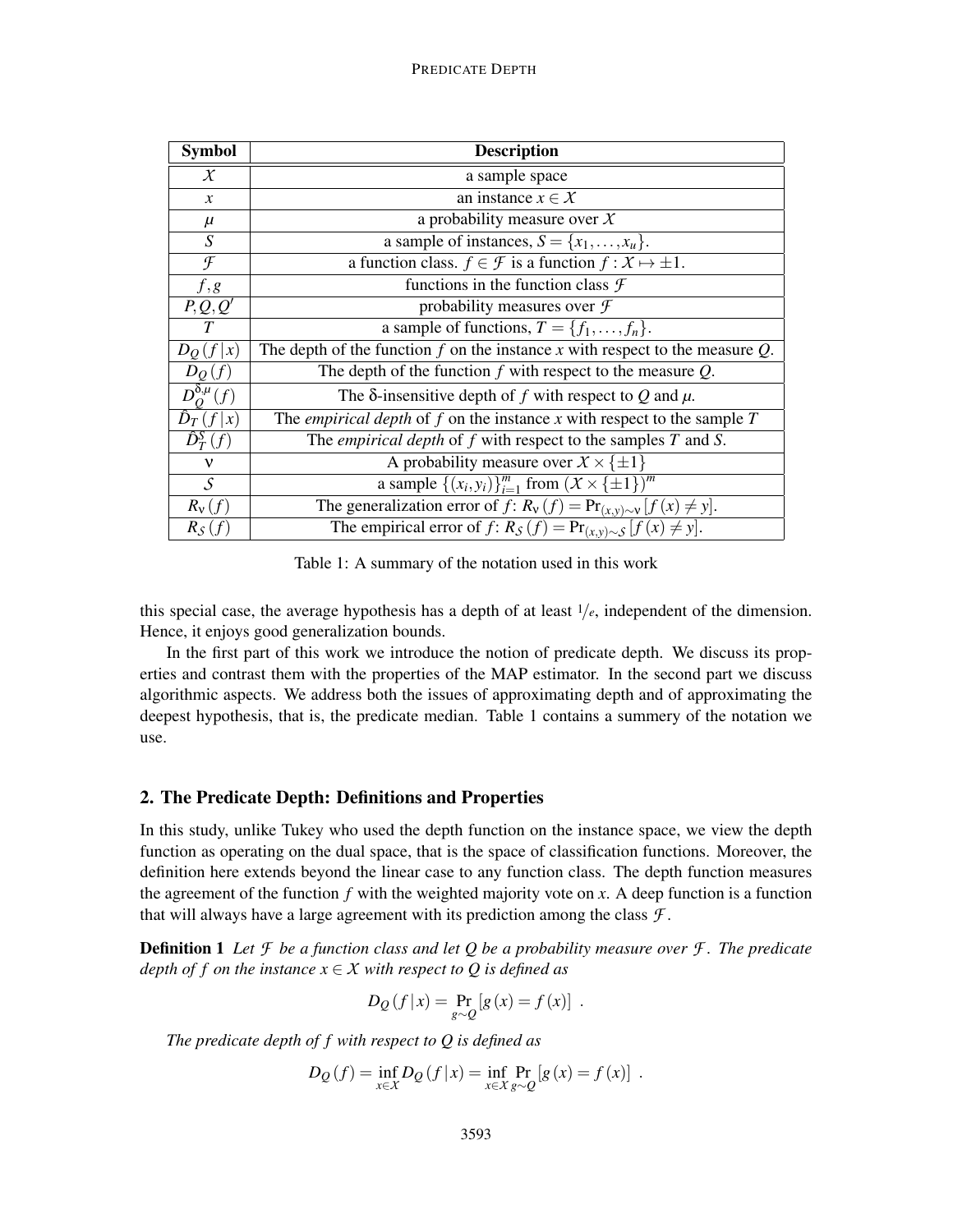| Symbol | Description |
|---|---|
| $\mathcal{X}$ | a sample space |
| $x$ | an instance $x \in \mathcal{X}$ |
| $\mu$ | a probability measure over $\mathcal{X}$ |
| $S$ | a sample of instances, $S = \{x_1, \ldots, x_u\}$. |
| $\mathcal{F}$ | a function class. $f \in \mathcal{F}$ is a function $f : \mathcal{X} \mapsto \pm 1$. |
| $f, g$ | functions in the function class $\mathcal{F}$ |
| $P, Q, Q'$ | probability measures over $\mathcal{F}$ |
| $T$ | a sample of functions, $T = \{f_1, \ldots, f_n\}$. |
| $D_Q(f \mid x)$ | The depth of the function $f$ on the instance $x$ with respect to the measure $Q$. |
| $D_Q(f)$ | The depth of the function $f$ with respect to the measure $Q$. |
| $D_Q^{\delta,\mu}(f)$ | The $\delta$-insensitive depth of $f$ with respect to $Q$ and $\mu$. |
| $\hat{D}_T(f \mid x)$ | The *empirical depth* of $f$ on the instance $x$ with respect to the sample $T$ |
| $\hat{D}_T^S(f)$ | The *empirical depth* of $f$ with respect to the samples $T$ and $S$. |
| $\nu$ | A probability measure over $\mathcal{X} \times \{\pm 1\}$ |
| $\mathcal{S}$ | a sample $\{(x_i, y_i)\}_{i=1}^m$ from $(\mathcal{X} \times \{\pm 1\})^m$ |
| $R_\nu(f)$ | The generalization error of $f$: $R_\nu(f) = \Pr_{(x,y)\sim\nu}[f(x) \neq y]$. |
| $R_{\mathcal{S}}(f)$ | The empirical error of $f$: $R_{\mathcal{S}}(f) = \Pr_{(x,y)\sim\mathcal{S}}[f(x) \neq y]$. |

Table 1: A summary of the notation used in this work

this special case, the average hypothesis has a depth of at least $1/e$, independent of the dimension. Hence, it enjoys good generalization bounds.

In the first part of this work we introduce the notion of predicate depth. We discuss its properties and contrast them with the properties of the MAP estimator. In the second part we discuss algorithmic aspects. We address both the issues of approximating depth and of approximating the deepest hypothesis, that is, the predicate median. Table 1 contains a summery of the notation we use.

## 2. The Predicate Depth: Definitions and Properties

In this study, unlike Tukey who used the depth function on the instance space, we view the depth function as operating on the dual space, that is the space of classification functions. Moreover, the definition here extends beyond the linear case to any function class. The depth function measures the agreement of the function $f$ with the weighted majority vote on $x$. A deep function is a function that will always have a large agreement with its prediction among the class $\mathcal{F}$.

**Definition 1** *Let $\mathcal{F}$ be a function class and let $Q$ be a probability measure over $\mathcal{F}$. The predicate depth of $f$ on the instance $x \in \mathcal{X}$ with respect to $Q$ is defined as*

$$D_Q(f \mid x) = \Pr_{g\sim Q}[g(x) = f(x)] \ .$$

*The predicate depth of $f$ with respect to $Q$ is defined as*

$$D_Q(f) = \inf_{x\in\mathcal{X}} D_Q(f \mid x) = \inf_{x\in\mathcal{X}} \Pr_{g\sim Q}[g(x) = f(x)] \ .$$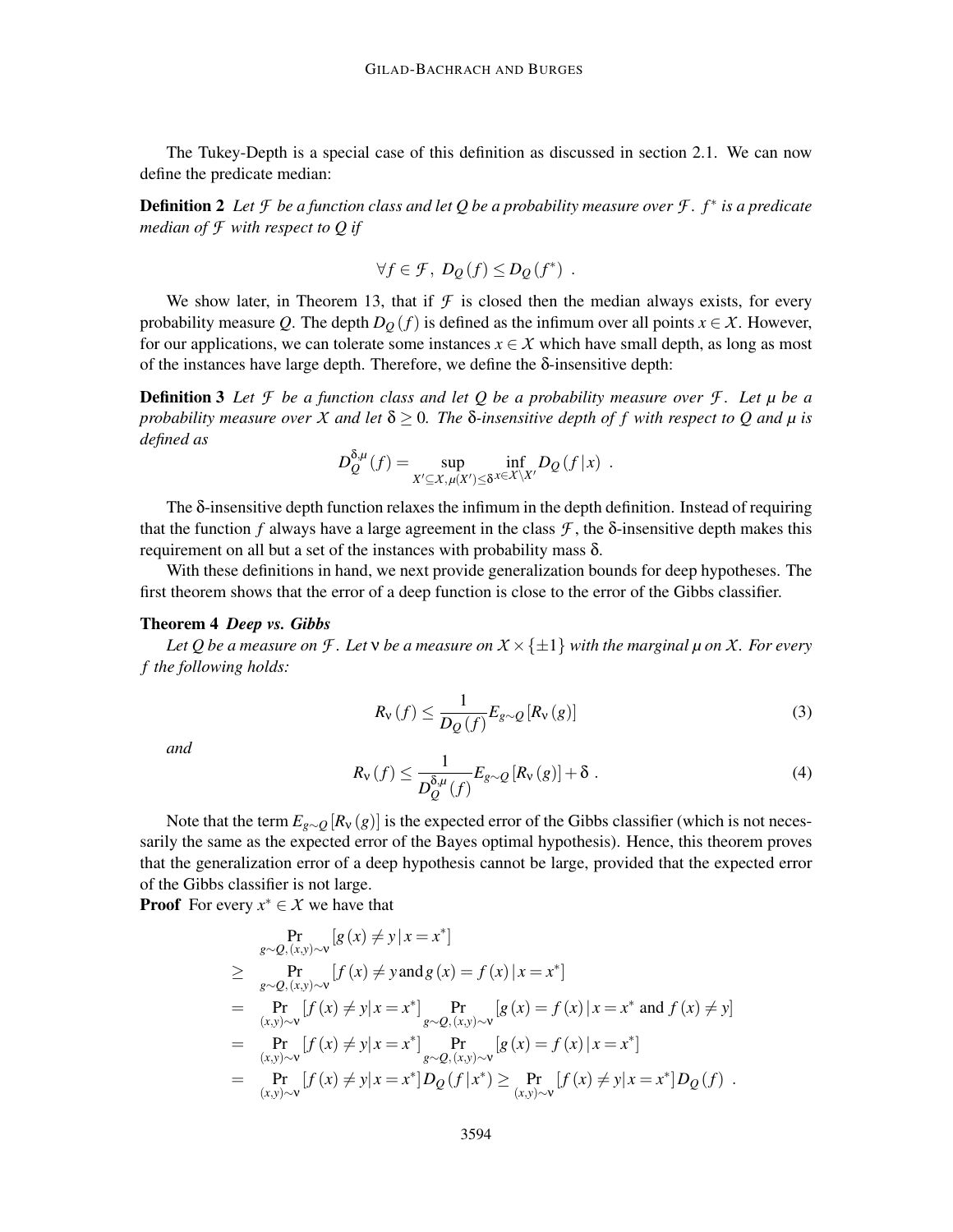The Tukey-Depth is a special case of this definition as discussed in section 2.1. We can now define the predicate median:

**Definition 2** *Let $\mathcal{F}$ be a function class and let $Q$ be a probability measure over $\mathcal{F}$. $f^*$ is a predicate median of $\mathcal{F}$ with respect to $Q$ if*

$$\forall f \in \mathcal{F},\ D_Q(f) \leq D_Q(f^*) \ .$$

We show later, in Theorem 13, that if $\mathcal{F}$ is closed then the median always exists, for every probability measure $Q$. The depth $D_Q(f)$ is defined as the infimum over all points $x \in \mathcal{X}$. However, for our applications, we can tolerate some instances $x \in \mathcal{X}$ which have small depth, as long as most of the instances have large depth. Therefore, we define the $\delta$-insensitive depth:

**Definition 3** *Let $\mathcal{F}$ be a function class and let $Q$ be a probability measure over $\mathcal{F}$. Let $\mu$ be a probability measure over $\mathcal{X}$ and let $\delta \geq 0$. The $\delta$-insensitive depth of $f$ with respect to $Q$ and $\mu$ is defined as*

$$D_Q^{\delta,\mu}(f) = \sup_{X' \subseteq \mathcal{X},\, \mu(X') \leq \delta} \inf_{x \in \mathcal{X} \setminus X'} D_Q(f|x) \ .$$

The $\delta$-insensitive depth function relaxes the infimum in the depth definition. Instead of requiring that the function $f$ always have a large agreement in the class $\mathcal{F}$, the $\delta$-insensitive depth makes this requirement on all but a set of the instances with probability mass $\delta$.

With these definitions in hand, we next provide generalization bounds for deep hypotheses. The first theorem shows that the error of a deep function is close to the error of the Gibbs classifier.

**Theorem 4** ***Deep vs. Gibbs***

*Let $Q$ be a measure on $\mathcal{F}$. Let $\nu$ be a measure on $\mathcal{X} \times \{\pm 1\}$ with the marginal $\mu$ on $\mathcal{X}$. For every $f$ the following holds:*

$$R_\nu(f) \leq \frac{1}{D_Q(f)} E_{g\sim Q}[R_\nu(g)] \tag{3}$$

*and*

$$R_\nu(f) \leq \frac{1}{D_Q^{\delta,\mu}(f)} E_{g\sim Q}[R_\nu(g)] + \delta \ . \tag{4}$$

Note that the term $E_{g\sim Q}[R_\nu(g)]$ is the expected error of the Gibbs classifier (which is not necessarily the same as the expected error of the Bayes optimal hypothesis). Hence, this theorem proves that the generalization error of a deep hypothesis cannot be large, provided that the expected error of the Gibbs classifier is not large.

**Proof** For every $x^* \in \mathcal{X}$ we have that

$$\begin{aligned}
& \Pr_{g\sim Q,\,(x,y)\sim\nu}[g(x) \neq y \,|\, x = x^*] \\
\geq\ & \Pr_{g\sim Q,\,(x,y)\sim\nu}[f(x) \neq y \text{ and } g(x) = f(x) \,|\, x = x^*] \\
=\ & \Pr_{(x,y)\sim\nu}[f(x) \neq y | x = x^*] \Pr_{g\sim Q,\,(x,y)\sim\nu}[g(x) = f(x) \,|\, x = x^* \text{ and } f(x) \neq y] \\
=\ & \Pr_{(x,y)\sim\nu}[f(x) \neq y | x = x^*] \Pr_{g\sim Q,\,(x,y)\sim\nu}[g(x) = f(x) \,|\, x = x^*] \\
=\ & \Pr_{(x,y)\sim\nu}[f(x) \neq y | x = x^*] D_Q(f|x^*) \geq \Pr_{(x,y)\sim\nu}[f(x) \neq y | x = x^*] D_Q(f) \ .
\end{aligned}$$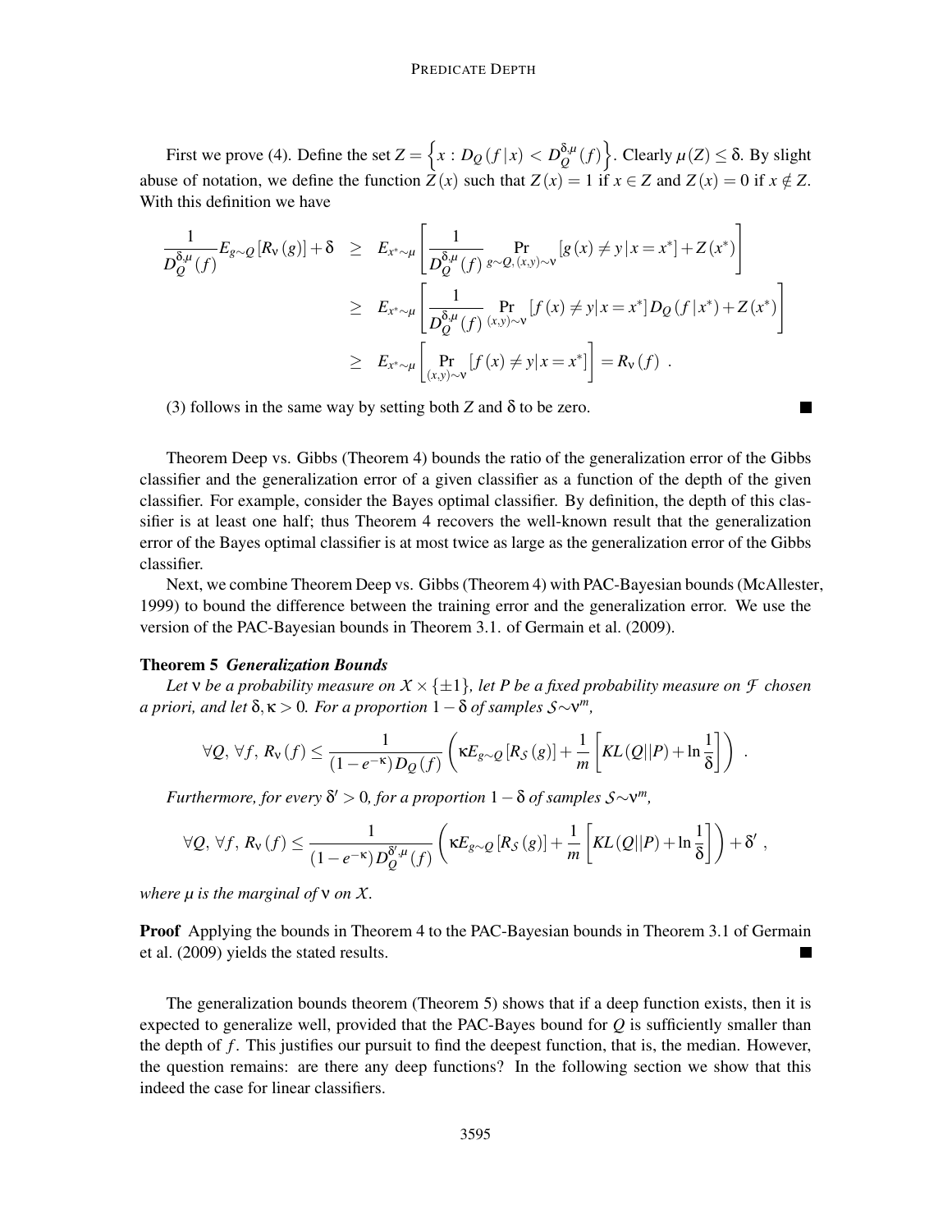First we prove (4). Define the set $Z = \left\{x : D_Q(f\,|\,x) < D_Q^{\delta,\mu}(f)\right\}$. Clearly $\mu(Z) \leq \delta$. By slight abuse of notation, we define the function $Z(x)$ such that $Z(x) = 1$ if $x \in Z$ and $Z(x) = 0$ if $x \notin Z$. With this definition we have

$$
\begin{aligned}
\frac{1}{D_Q^{\delta,\mu}(f)} E_{g\sim Q}\left[R_\nu(g)\right] + \delta \quad &\geq \quad E_{x^*\sim\mu}\left[\frac{1}{D_Q^{\delta,\mu}(f)} \Pr_{g\sim Q,\,(x,y)\sim\nu}\left[g(x) \neq y \,|\, x = x^*\right] + Z(x^*)\right] \\
&\geq \quad E_{x^*\sim\mu}\left[\frac{1}{D_Q^{\delta,\mu}(f)} \Pr_{(x,y)\sim\nu}\left[f(x) \neq y \,|\, x = x^*\right] D_Q(f\,|\,x^*) + Z(x^*)\right] \\
&\geq \quad E_{x^*\sim\mu}\left[\Pr_{(x,y)\sim\nu}\left[f(x) \neq y \,|\, x = x^*\right]\right] = R_\nu(f) \ .
\end{aligned}
$$

(3) follows in the same way by setting both $Z$ and $\delta$ to be zero. ■

Theorem Deep vs. Gibbs (Theorem 4) bounds the ratio of the generalization error of the Gibbs classifier and the generalization error of a given classifier as a function of the depth of the given classifier. For example, consider the Bayes optimal classifier. By definition, the depth of this classifier is at least one half; thus Theorem 4 recovers the well-known result that the generalization error of the Bayes optimal classifier is at most twice as large as the generalization error of the Gibbs classifier.

Next, we combine Theorem Deep vs. Gibbs (Theorem 4) with PAC-Bayesian bounds (McAllester, 1999) to bound the difference between the training error and the generalization error. We use the version of the PAC-Bayesian bounds in Theorem 3.1. of Germain et al. (2009).

**Theorem 5** ***Generalization Bounds***

*Let $\nu$ be a probability measure on $\mathcal{X} \times \{\pm 1\}$, let $P$ be a fixed probability measure on $\mathcal{F}$ chosen a priori, and let $\delta, \kappa > 0$. For a proportion $1-\delta$ of samples $\mathcal{S}\sim\nu^m$,*

$$
\forall Q,\ \forall f,\ R_\nu(f) \leq \frac{1}{(1-e^{-\kappa})D_Q(f)}\left(\kappa E_{g\sim Q}\left[R_\mathcal{S}(g)\right] + \frac{1}{m}\left[KL(Q||P) + \ln\frac{1}{\delta}\right]\right) \ .
$$

*Furthermore, for every $\delta' > 0$, for a proportion $1-\delta$ of samples $\mathcal{S}\sim\nu^m$,*

$$
\forall Q,\ \forall f,\ R_\nu(f) \leq \frac{1}{(1-e^{-\kappa})D_Q^{\delta',\mu}(f)}\left(\kappa E_{g\sim Q}\left[R_\mathcal{S}(g)\right] + \frac{1}{m}\left[KL(Q||P) + \ln\frac{1}{\delta}\right]\right) + \delta' \ ,
$$

*where $\mu$ is the marginal of $\nu$ on $\mathcal{X}$.*

**Proof** Applying the bounds in Theorem 4 to the PAC-Bayesian bounds in Theorem 3.1 of Germain et al. (2009) yields the stated results. ■

The generalization bounds theorem (Theorem 5) shows that if a deep function exists, then it is expected to generalize well, provided that the PAC-Bayes bound for $Q$ is sufficiently smaller than the depth of $f$. This justifies our pursuit to find the deepest function, that is, the median. However, the question remains: are there any deep functions? In the following section we show that this indeed the case for linear classifiers.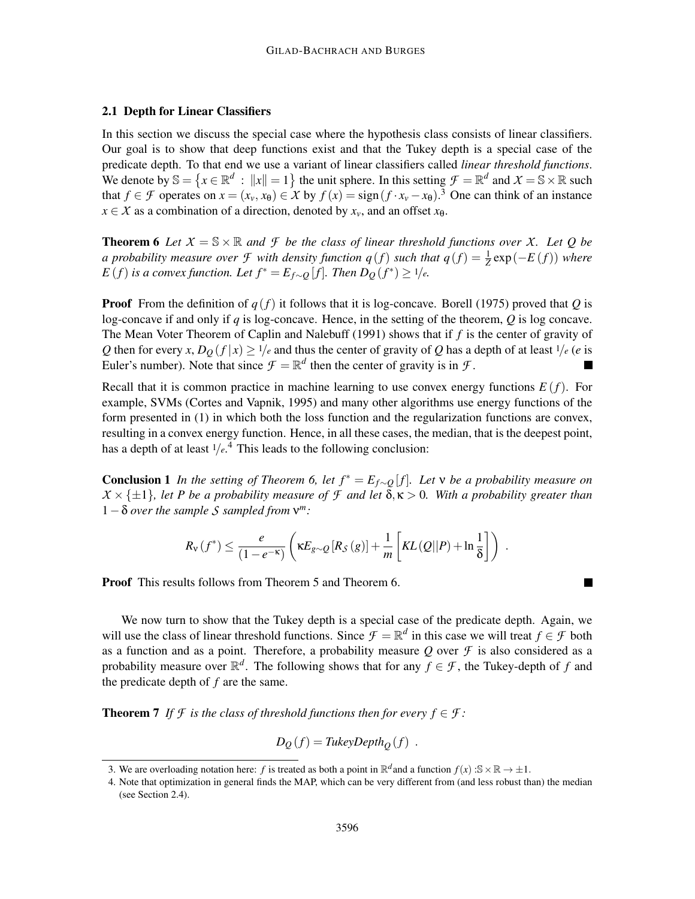### 2.1 Depth for Linear Classifiers

In this section we discuss the special case where the hypothesis class consists of linear classifiers. Our goal is to show that deep functions exist and that the Tukey depth is a special case of the predicate depth. To that end we use a variant of linear classifiers called *linear threshold functions*. We denote by $\mathbb{S} = \left\{x \in \mathbb{R}^d \,:\, \|x\| = 1\right\}$ the unit sphere. In this setting $\mathcal{F} = \mathbb{R}^d$ and $\mathcal{X} = \mathbb{S} \times \mathbb{R}$ such that $f \in \mathcal{F}$ operates on $x = (x_v, x_\theta) \in \mathcal{X}$ by $f(x) = \operatorname{sign}(f \cdot x_v - x_\theta)$.[3] One can think of an instance $x \in \mathcal{X}$ as a combination of a direction, denoted by $x_v$, and an offset $x_\theta$.

**Theorem 6** *Let $\mathcal{X} = \mathbb{S} \times \mathbb{R}$ and $\mathcal{F}$ be the class of linear threshold functions over $\mathcal{X}$. Let $Q$ be a probability measure over $\mathcal{F}$ with density function $q(f)$ such that $q(f) = \frac{1}{Z}\exp(-E(f))$ where $E(f)$ is a convex function. Let $f^* = E_{f\sim Q}[f]$. Then $D_Q(f^*) \geq 1/e$.*

**Proof** From the definition of $q(f)$ it follows that it is log-concave. Borell (1975) proved that $Q$ is log-concave if and only if $q$ is log-concave. Hence, in the setting of the theorem, $Q$ is log concave. The Mean Voter Theorem of Caplin and Nalebuff (1991) shows that if $f$ is the center of gravity of $Q$ then for every $x$, $D_Q(f|x) \geq 1/e$ and thus the center of gravity of $Q$ has a depth of at least $1/e$ ($e$ is Euler's number). Note that since $\mathcal{F} = \mathbb{R}^d$ then the center of gravity is in $\mathcal{F}$. ■

Recall that it is common practice in machine learning to use convex energy functions $E(f)$. For example, SVMs (Cortes and Vapnik, 1995) and many other algorithms use energy functions of the form presented in (1) in which both the loss function and the regularization functions are convex, resulting in a convex energy function. Hence, in all these cases, the median, that is the deepest point, has a depth of at least $1/e$.[4] This leads to the following conclusion:

**Conclusion 1** *In the setting of Theorem 6, let $f^* = E_{f\sim Q}[f]$. Let $\nu$ be a probability measure on $\mathcal{X} \times \{\pm 1\}$, let $P$ be a probability measure of $\mathcal{F}$ and let $\delta, \kappa > 0$. With a probability greater than $1-\delta$ over the sample $\mathcal{S}$ sampled from $\nu^m$:*

$$R_\nu(f^*) \leq \frac{e}{(1-e^{-\kappa})}\left(\kappa E_{g\sim Q}[R_{\mathcal{S}}(g)] + \frac{1}{m}\left[KL(Q||P) + \ln\frac{1}{\delta}\right]\right) \ .$$

**Proof** This results follows from Theorem 5 and Theorem 6. ■

We now turn to show that the Tukey depth is a special case of the predicate depth. Again, we will use the class of linear threshold functions. Since $\mathcal{F} = \mathbb{R}^d$ in this case we will treat $f \in \mathcal{F}$ both as a function and as a point. Therefore, a probability measure $Q$ over $\mathcal{F}$ is also considered as a probability measure over $\mathbb{R}^d$. The following shows that for any $f \in \mathcal{F}$, the Tukey-depth of $f$ and the predicate depth of $f$ are the same.

**Theorem 7** *If $\mathcal{F}$ is the class of threshold functions then for every $f \in \mathcal{F}$:*

$$D_Q(f) = \mathit{TukeyDepth}_Q(f) \ .$$

---

3. We are overloading notation here: $f$ is treated as both a point in $\mathbb{R}^d$ and a function $f(x) : \mathbb{S} \times \mathbb{R} \to \pm 1$.

4. Note that optimization in general finds the MAP, which can be very different from (and less robust than) the median (see Section 2.4).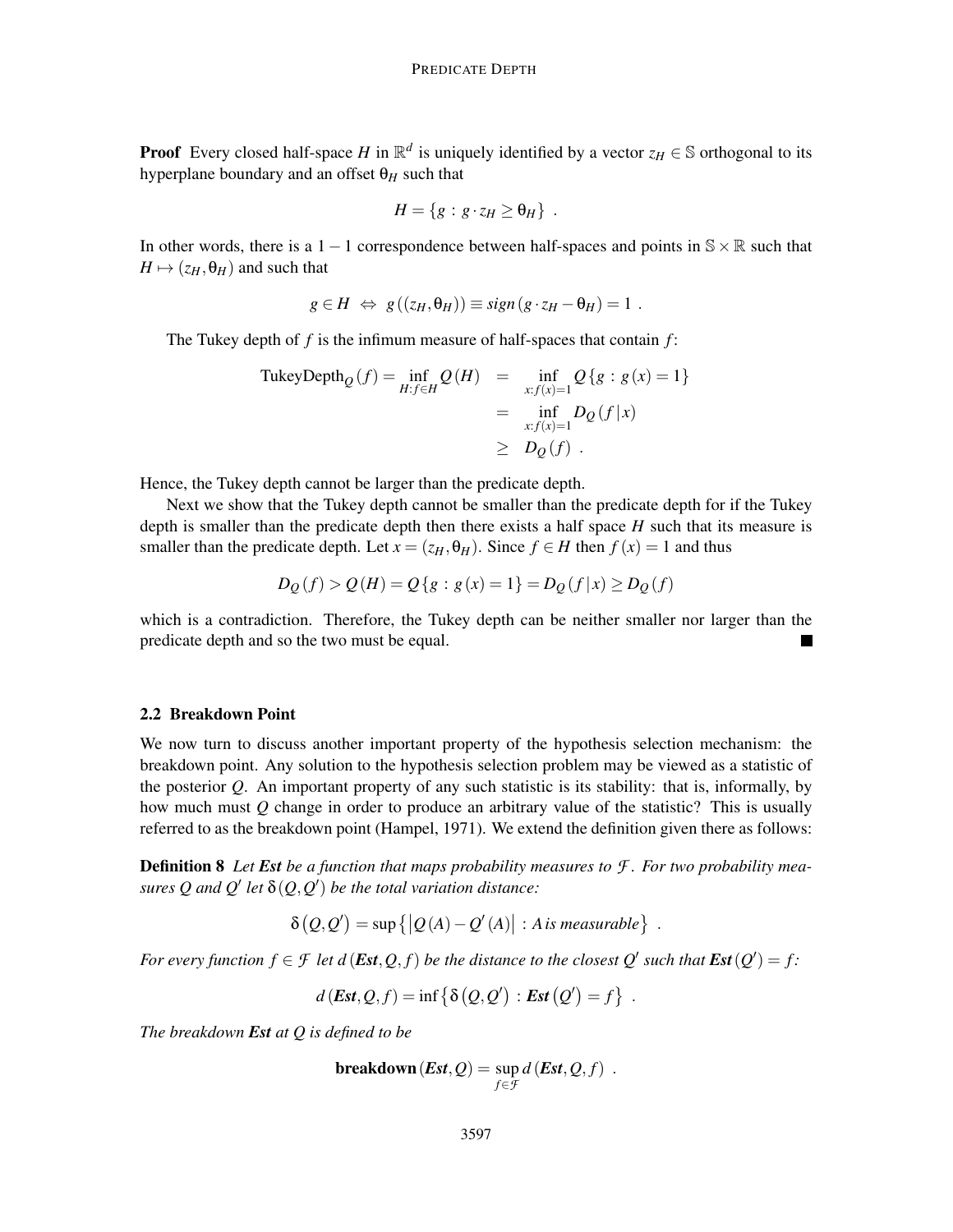**Proof** Every closed half-space $H$ in $\mathbb{R}^d$ is uniquely identified by a vector $z_H \in \mathbb{S}$ orthogonal to its hyperplane boundary and an offset $\theta_H$ such that

$$H = \{g : g \cdot z_H \geq \theta_H\} .$$

In other words, there is a $1-1$ correspondence between half-spaces and points in $\mathbb{S} \times \mathbb{R}$ such that $H \mapsto (z_H, \theta_H)$ and such that

$$g \in H \iff g((z_H, \theta_H)) \equiv sign(g \cdot z_H - \theta_H) = 1 .$$

The Tukey depth of $f$ is the infimum measure of half-spaces that contain $f$:

$$\begin{aligned}
\text{TukeyDepth}_Q(f) = \inf_{H : f \in H} Q(H) &= \inf_{x : f(x)=1} Q\{g : g(x) = 1\} \\
&= \inf_{x : f(x)=1} D_Q(f \mid x) \\
&\geq D_Q(f) .
\end{aligned}$$

Hence, the Tukey depth cannot be larger than the predicate depth.

Next we show that the Tukey depth cannot be smaller than the predicate depth for if the Tukey depth is smaller than the predicate depth then there exists a half space $H$ such that its measure is smaller than the predicate depth. Let $x = (z_H, \theta_H)$. Since $f \in H$ then $f(x) = 1$ and thus

$$D_Q(f) > Q(H) = Q\{g : g(x) = 1\} = D_Q(f \mid x) \geq D_Q(f)$$

which is a contradiction. Therefore, the Tukey depth can be neither smaller nor larger than the predicate depth and so the two must be equal. ■

### 2.2 Breakdown Point

We now turn to discuss another important property of the hypothesis selection mechanism: the breakdown point. Any solution to the hypothesis selection problem may be viewed as a statistic of the posterior $Q$. An important property of any such statistic is its stability: that is, informally, by how much must $Q$ change in order to produce an arbitrary value of the statistic? This is usually referred to as the breakdown point (Hampel, 1971). We extend the definition given there as follows:

**Definition 8** *Let **Est** be a function that maps probability measures to $\mathcal{F}$. For two probability measures $Q$ and $Q'$ let $\delta(Q, Q')$ be the total variation distance:*

$$\delta(Q, Q') = \sup\{|Q(A) - Q'(A)| : A \textit{ is measurable}\} .$$

*For every function $f \in \mathcal{F}$ let $d(\textbf{Est}, Q, f)$ be the distance to the closest $Q'$ such that $\textbf{Est}(Q') = f$:*

$$d(\textbf{Est}, Q, f) = \inf\{\delta(Q, Q') : \textbf{Est}(Q') = f\} .$$

*The breakdown **Est** at $Q$ is defined to be*

$$\textbf{breakdown}(\textbf{Est}, Q) = \sup_{f \in \mathcal{F}} d(\textbf{Est}, Q, f) .$$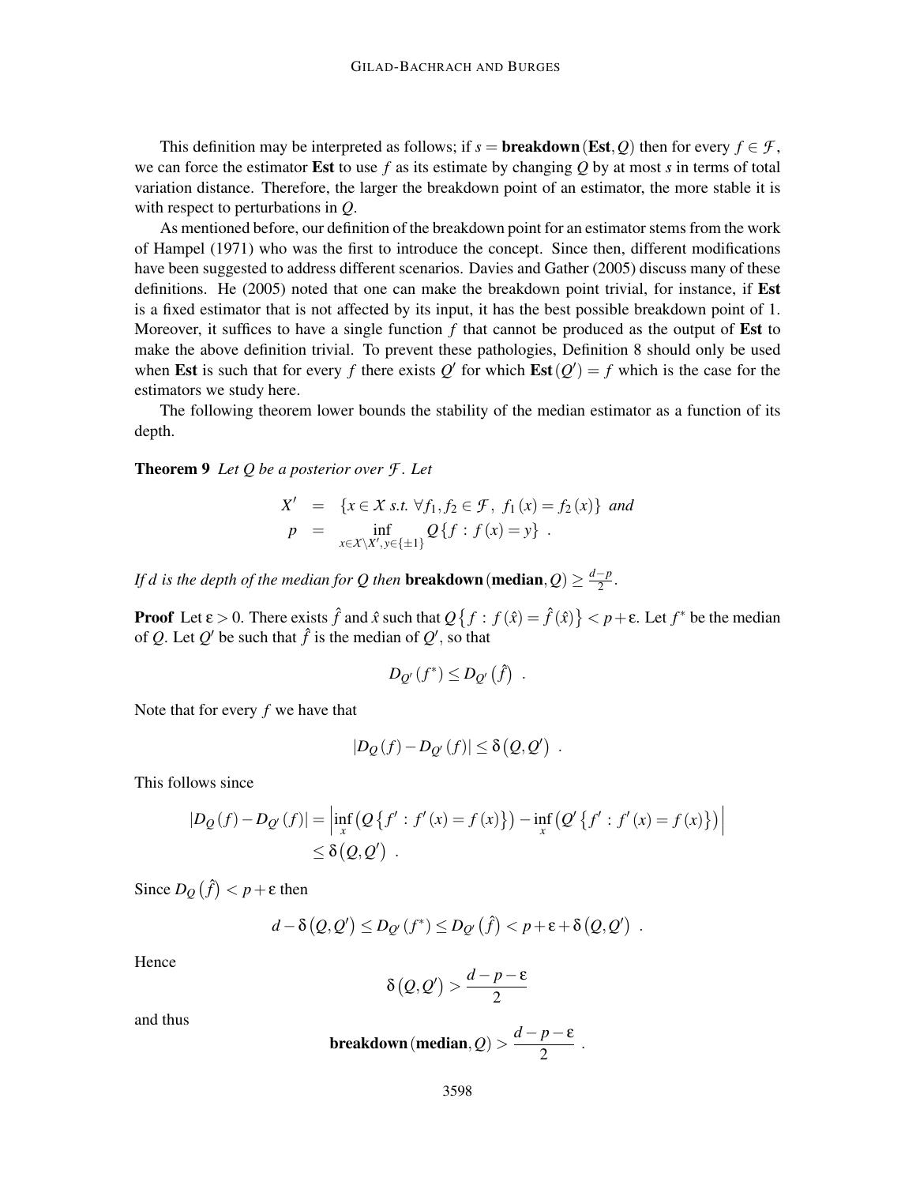This definition may be interpreted as follows; if $s = \textbf{breakdown}(\textbf{Est}, Q)$ then for every $f \in \mathcal{F}$, we can force the estimator **Est** to use $f$ as its estimate by changing $Q$ by at most $s$ in terms of total variation distance. Therefore, the larger the breakdown point of an estimator, the more stable it is with respect to perturbations in $Q$.

As mentioned before, our definition of the breakdown point for an estimator stems from the work of Hampel (1971) who was the first to introduce the concept. Since then, different modifications have been suggested to address different scenarios. Davies and Gather (2005) discuss many of these definitions. He (2005) noted that one can make the breakdown point trivial, for instance, if **Est** is a fixed estimator that is not affected by its input, it has the best possible breakdown point of 1. Moreover, it suffices to have a single function $f$ that cannot be produced as the output of **Est** to make the above definition trivial. To prevent these pathologies, Definition 8 should only be used when **Est** is such that for every $f$ there exists $Q'$ for which $\textbf{Est}(Q') = f$ which is the case for the estimators we study here.

The following theorem lower bounds the stability of the median estimator as a function of its depth.

**Theorem 9** *Let $Q$ be a posterior over $\mathcal{F}$. Let*

$$\begin{aligned} X' &= \{x \in \mathcal{X} \text{ s.t. } \forall f_1, f_2 \in \mathcal{F},\ f_1(x) = f_2(x)\} \text{ and} \\ p &= \inf_{x \in \mathcal{X} \setminus X', y \in \{\pm 1\}} Q\{f : f(x) = y\} \ . \end{aligned}$$

*If $d$ is the depth of the median for $Q$ then* $\textbf{breakdown}(\textbf{median}, Q) \geq \frac{d-p}{2}$.

**Proof** Let $\varepsilon > 0$. There exists $\hat{f}$ and $\hat{x}$ such that $Q\{f : f(\hat{x}) = \hat{f}(\hat{x})\} < p + \varepsilon$. Let $f^*$ be the median of $Q$. Let $Q'$ be such that $\hat{f}$ is the median of $Q'$, so that

$$D_{Q'}(f^*) \leq D_{Q'}(\hat{f}) \ .$$

Note that for every $f$ we have that

$$|D_Q(f) - D_{Q'}(f)| \leq \delta(Q, Q') \ .$$

This follows since

$$\begin{aligned} |D_Q(f) - D_{Q'}(f)| &= \left| \inf_x \left( Q\{f' : f'(x) = f(x)\} \right) - \inf_x \left( Q'\{f' : f'(x) = f(x)\} \right) \right| \\ &\leq \delta(Q, Q') \ . \end{aligned}$$

Since $D_Q(\hat{f}) < p + \varepsilon$ then

$$d - \delta(Q, Q') \leq D_{Q'}(f^*) \leq D_{Q'}(\hat{f}) < p + \varepsilon + \delta(Q, Q') \ .$$

Hence

$$\delta(Q, Q') > \frac{d - p - \varepsilon}{2}$$

and thus

$$\textbf{breakdown}(\textbf{median}, Q) > \frac{d - p - \varepsilon}{2} \ .$$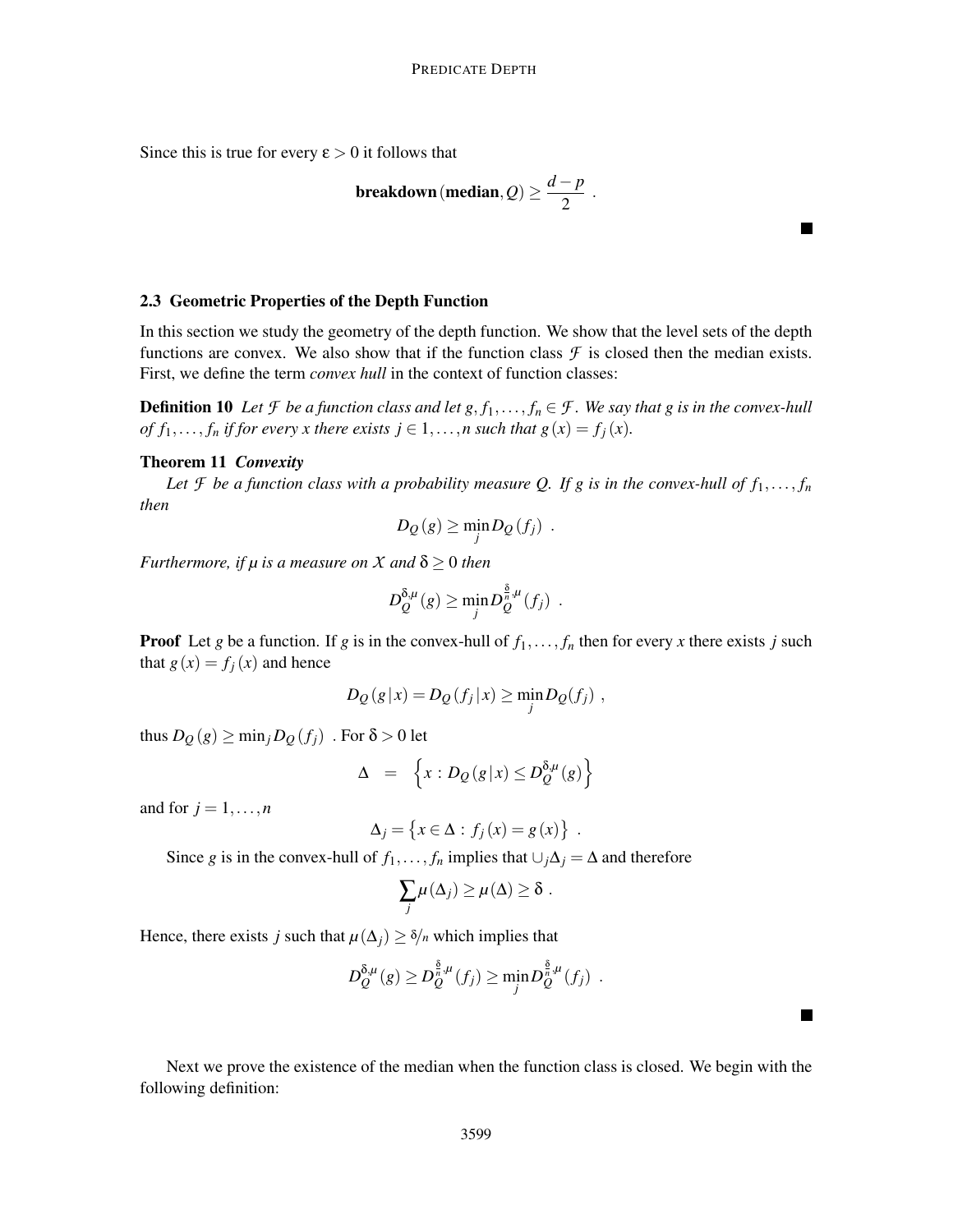Since this is true for every $\varepsilon > 0$ it follows that

$$\textbf{breakdown}(\textbf{median}, Q) \geq \frac{d-p}{2} \ .$$

■

### 2.3 Geometric Properties of the Depth Function

In this section we study the geometry of the depth function. We show that the level sets of the depth functions are convex. We also show that if the function class $\mathcal{F}$ is closed then the median exists. First, we define the term *convex hull* in the context of function classes:

**Definition 10** *Let $\mathcal{F}$ be a function class and let $g, f_1, \ldots, f_n \in \mathcal{F}$. We say that $g$ is in the convex-hull of $f_1, \ldots, f_n$ if for every $x$ there exists $j \in 1, \ldots, n$ such that $g(x) = f_j(x)$.*

**Theorem 11** ***Convexity***

*Let $\mathcal{F}$ be a function class with a probability measure $Q$. If $g$ is in the convex-hull of $f_1, \ldots, f_n$ then*

$$D_Q(g) \geq \min_j D_Q(f_j) \ .$$

*Furthermore, if $\mu$ is a measure on $\mathcal{X}$ and $\delta \geq 0$ then*

$$D_Q^{\delta,\mu}(g) \geq \min_j D_Q^{\frac{\delta}{n},\mu}(f_j) \ .$$

**Proof** Let $g$ be a function. If $g$ is in the convex-hull of $f_1, \ldots, f_n$ then for every $x$ there exists $j$ such that $g(x) = f_j(x)$ and hence

$$D_Q(g \,|\, x) = D_Q(f_j \,|\, x) \geq \min_j D_Q(f_j) \ ,$$

thus $D_Q(g) \geq \min_j D_Q(f_j)$ . For $\delta > 0$ let

$$\Delta \ = \ \left\{ x : D_Q(g \,|\, x) \leq D_Q^{\delta,\mu}(g) \right\}$$

and for $j = 1, \ldots, n$

$$\Delta_j = \left\{ x \in \Delta : f_j(x) = g(x) \right\} \ .$$

Since $g$ is in the convex-hull of $f_1, \ldots, f_n$ implies that $\cup_j \Delta_j = \Delta$ and therefore

$$\sum_j \mu(\Delta_j) \geq \mu(\Delta) \geq \delta \ .$$

Hence, there exists $j$ such that $\mu(\Delta_j) \geq \delta/n$ which implies that

$$D_Q^{\delta,\mu}(g) \geq D_Q^{\frac{\delta}{n},\mu}(f_j) \geq \min_j D_Q^{\frac{\delta}{n},\mu}(f_j) \ .$$

■

Next we prove the existence of the median when the function class is closed. We begin with the following definition: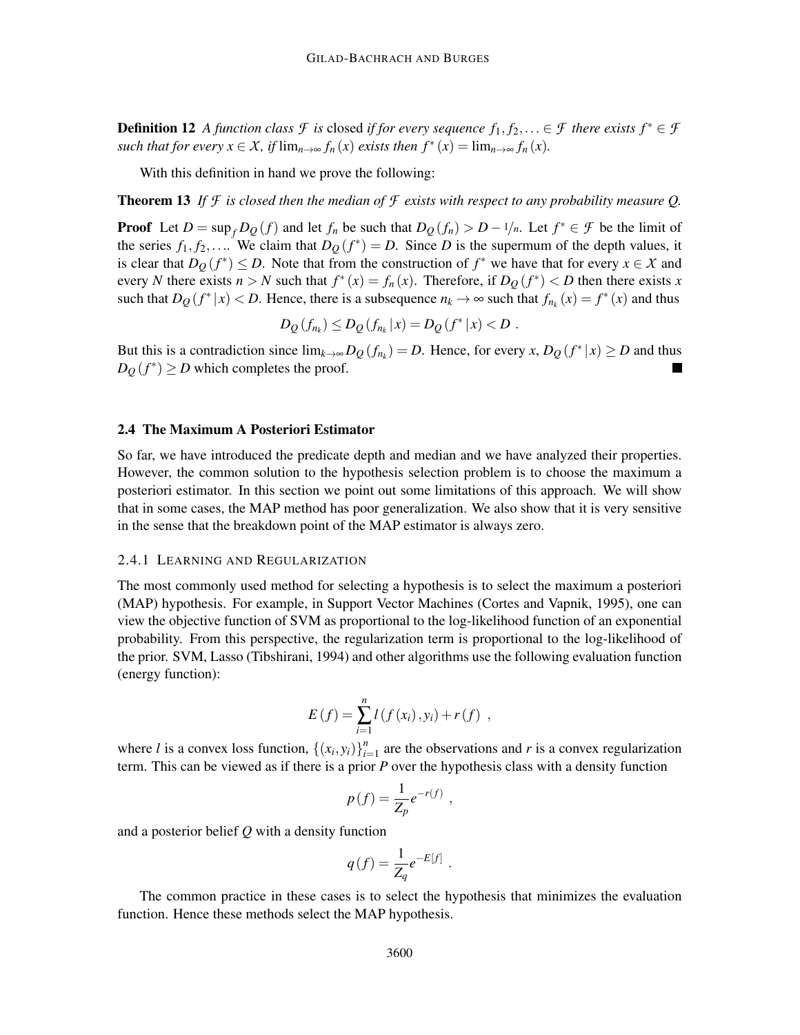**Definition 12** *A function class $\mathcal{F}$ is* closed *if for every sequence $f_1, f_2, \ldots \in \mathcal{F}$ there exists $f^* \in \mathcal{F}$ such that for every $x \in \mathcal{X}$, if $\lim_{n\to\infty} f_n(x)$ exists then $f^*(x) = \lim_{n\to\infty} f_n(x)$.*

With this definition in hand we prove the following:

**Theorem 13** *If $\mathcal{F}$ is closed then the median of $\mathcal{F}$ exists with respect to any probability measure $Q$.*

**Proof** Let $D = \sup_f D_Q(f)$ and let $f_n$ be such that $D_Q(f_n) > D - 1/n$. Let $f^* \in \mathcal{F}$ be the limit of the series $f_1, f_2, \ldots$. We claim that $D_Q(f^*) = D$. Since $D$ is the supermum of the depth values, it is clear that $D_Q(f^*) \leq D$. Note that from the construction of $f^*$ we have that for every $x \in \mathcal{X}$ and every $N$ there exists $n > N$ such that $f^*(x) = f_n(x)$. Therefore, if $D_Q(f^*) < D$ then there exists $x$ such that $D_Q(f^* | x) < D$. Hence, there is a subsequence $n_k \to \infty$ such that $f_{n_k}(x) = f^*(x)$ and thus

$$D_Q(f_{n_k}) \leq D_Q(f_{n_k} | x) = D_Q(f^* | x) < D \ .$$

But this is a contradiction since $\lim_{k\to\infty} D_Q(f_{n_k}) = D$. Hence, for every $x$, $D_Q(f^* | x) \geq D$ and thus $D_Q(f^*) \geq D$ which completes the proof. ∎

## 2.4 The Maximum A Posteriori Estimator

So far, we have introduced the predicate depth and median and we have analyzed their properties. However, the common solution to the hypothesis selection problem is to choose the maximum a posteriori estimator. In this section we point out some limitations of this approach. We will show that in some cases, the MAP method has poor generalization. We also show that it is very sensitive in the sense that the breakdown point of the MAP estimator is always zero.

### 2.4.1 Learning and Regularization

The most commonly used method for selecting a hypothesis is to select the maximum a posteriori (MAP) hypothesis. For example, in Support Vector Machines (Cortes and Vapnik, 1995), one can view the objective function of SVM as proportional to the log-likelihood function of an exponential probability. From this perspective, the regularization term is proportional to the log-likelihood of the prior. SVM, Lasso (Tibshirani, 1994) and other algorithms use the following evaluation function (energy function):

$$E(f) = \sum_{i=1}^{n} l(f(x_i), y_i) + r(f) \ ,$$

where $l$ is a convex loss function, $\{(x_i, y_i)\}_{i=1}^{n}$ are the observations and $r$ is a convex regularization term. This can be viewed as if there is a prior $P$ over the hypothesis class with a density function

$$p(f) = \frac{1}{Z_p} e^{-r(f)} \ ,$$

and a posterior belief $Q$ with a density function

$$q(f) = \frac{1}{Z_q} e^{-E[f]} \ .$$

The common practice in these cases is to select the hypothesis that minimizes the evaluation function. Hence these methods select the MAP hypothesis.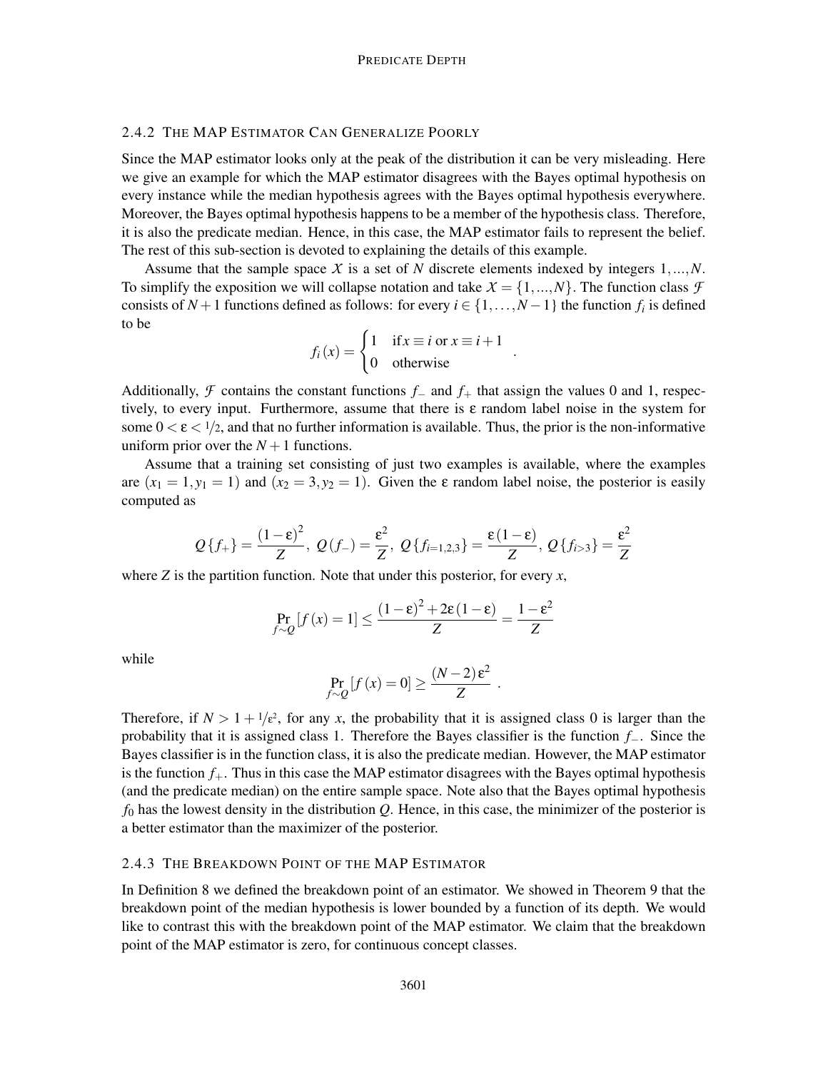### 2.4.2 The MAP Estimator Can Generalize Poorly

Since the MAP estimator looks only at the peak of the distribution it can be very misleading. Here we give an example for which the MAP estimator disagrees with the Bayes optimal hypothesis on every instance while the median hypothesis agrees with the Bayes optimal hypothesis everywhere. Moreover, the Bayes optimal hypothesis happens to be a member of the hypothesis class. Therefore, it is also the predicate median. Hence, in this case, the MAP estimator fails to represent the belief. The rest of this sub-section is devoted to explaining the details of this example.

Assume that the sample space $\mathcal{X}$ is a set of $N$ discrete elements indexed by integers $1,...,N$. To simplify the exposition we will collapse notation and take $\mathcal{X} = \{1,...,N\}$. The function class $\mathcal{F}$ consists of $N+1$ functions defined as follows: for every $i \in \{1,\ldots,N-1\}$ the function $f_i$ is defined to be

$$f_i(x) = \begin{cases} 1 & \text{if} x \equiv i \text{ or } x \equiv i+1 \\ 0 & \text{otherwise} \end{cases} .$$

Additionally, $\mathcal{F}$ contains the constant functions $f_-$ and $f_+$ that assign the values 0 and 1, respectively, to every input. Furthermore, assume that there is $\varepsilon$ random label noise in the system for some $0 < \varepsilon < 1/2$, and that no further information is available. Thus, the prior is the non-informative uniform prior over the $N+1$ functions.

Assume that a training set consisting of just two examples is available, where the examples are $(x_1 = 1, y_1 = 1)$ and $(x_2 = 3, y_2 = 1)$. Given the $\varepsilon$ random label noise, the posterior is easily computed as

$$Q\{f_+\} = \frac{(1-\varepsilon)^2}{Z},\ Q(f_-) = \frac{\varepsilon^2}{Z},\ Q\{f_{i=1,2,3}\} = \frac{\varepsilon(1-\varepsilon)}{Z},\ Q\{f_{i>3}\} = \frac{\varepsilon^2}{Z}$$

where $Z$ is the partition function. Note that under this posterior, for every $x$,

$$\Pr_{f \sim Q}[f(x) = 1] \leq \frac{(1-\varepsilon)^2 + 2\varepsilon(1-\varepsilon)}{Z} = \frac{1-\varepsilon^2}{Z}$$

while

$$\Pr_{f \sim Q}[f(x) = 0] \geq \frac{(N-2)\varepsilon^2}{Z} .$$

Therefore, if $N > 1 + 1/\varepsilon^2$, for any $x$, the probability that it is assigned class 0 is larger than the probability that it is assigned class 1. Therefore the Bayes classifier is the function $f_-$. Since the Bayes classifier is in the function class, it is also the predicate median. However, the MAP estimator is the function $f_+$. Thus in this case the MAP estimator disagrees with the Bayes optimal hypothesis (and the predicate median) on the entire sample space. Note also that the Bayes optimal hypothesis $f_0$ has the lowest density in the distribution $Q$. Hence, in this case, the minimizer of the posterior is a better estimator than the maximizer of the posterior.

### 2.4.3 The Breakdown Point of the MAP Estimator

In Definition 8 we defined the breakdown point of an estimator. We showed in Theorem 9 that the breakdown point of the median hypothesis is lower bounded by a function of its depth. We would like to contrast this with the breakdown point of the MAP estimator. We claim that the breakdown point of the MAP estimator is zero, for continuous concept classes.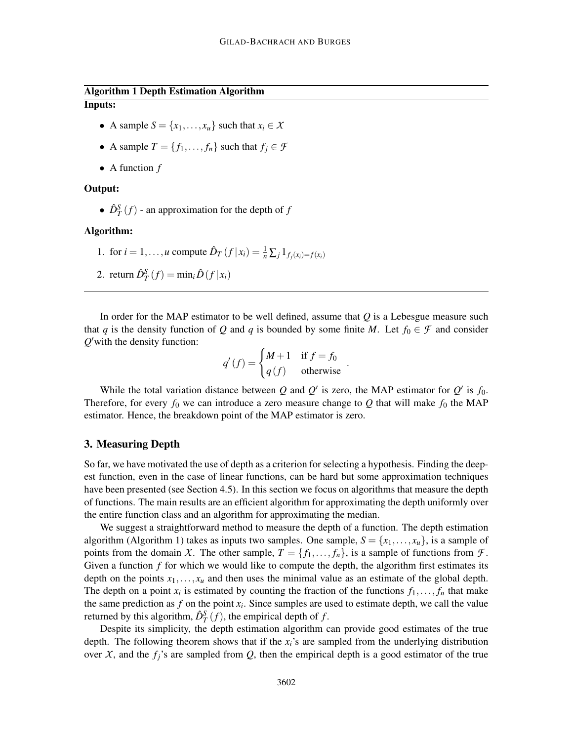**Algorithm 1 Depth Estimation Algorithm**

**Inputs:**

- A sample $S = \{x_1, \ldots, x_u\}$ such that $x_i \in \mathcal{X}$
- A sample $T = \{f_1, \ldots, f_n\}$ such that $f_j \in \mathcal{F}$
- A function $f$

**Output:**

- $\hat{D}_T^S(f)$ - an approximation for the depth of $f$

**Algorithm:**

1. for $i = 1, \ldots, u$ compute $\hat{D}_T(f \mid x_i) = \frac{1}{n} \sum_j 1_{f_j(x_i) = f(x_i)}$
2. return $\hat{D}_T^S(f) = \min_i \hat{D}(f \mid x_i)$

In order for the MAP estimator to be well defined, assume that $Q$ is a Lebesgue measure such that $q$ is the density function of $Q$ and $q$ is bounded by some finite $M$. Let $f_0 \in \mathcal{F}$ and consider $Q'$with the density function:

$$q'(f) = \begin{cases} M+1 & \text{if } f = f_0 \\ q(f) & \text{otherwise} \end{cases} .$$

While the total variation distance between $Q$ and $Q'$ is zero, the MAP estimator for $Q'$ is $f_0$. Therefore, for every $f_0$ we can introduce a zero measure change to $Q$ that will make $f_0$ the MAP estimator. Hence, the breakdown point of the MAP estimator is zero.

## 3. Measuring Depth

So far, we have motivated the use of depth as a criterion for selecting a hypothesis. Finding the deepest function, even in the case of linear functions, can be hard but some approximation techniques have been presented (see Section 4.5). In this section we focus on algorithms that measure the depth of functions. The main results are an efficient algorithm for approximating the depth uniformly over the entire function class and an algorithm for approximating the median.

We suggest a straightforward method to measure the depth of a function. The depth estimation algorithm (Algorithm 1) takes as inputs two samples. One sample, $S = \{x_1, \ldots, x_u\}$, is a sample of points from the domain $\mathcal{X}$. The other sample, $T = \{f_1, \ldots, f_n\}$, is a sample of functions from $\mathcal{F}$. Given a function $f$ for which we would like to compute the depth, the algorithm first estimates its depth on the points $x_1, \ldots, x_u$ and then uses the minimal value as an estimate of the global depth. The depth on a point $x_i$ is estimated by counting the fraction of the functions $f_1, \ldots, f_n$ that make the same prediction as $f$ on the point $x_i$. Since samples are used to estimate depth, we call the value returned by this algorithm, $\hat{D}_T^S(f)$, the empirical depth of $f$.

Despite its simplicity, the depth estimation algorithm can provide good estimates of the true depth. The following theorem shows that if the $x_i$'s are sampled from the underlying distribution over $\mathcal{X}$, and the $f_j$'s are sampled from $Q$, then the empirical depth is a good estimator of the true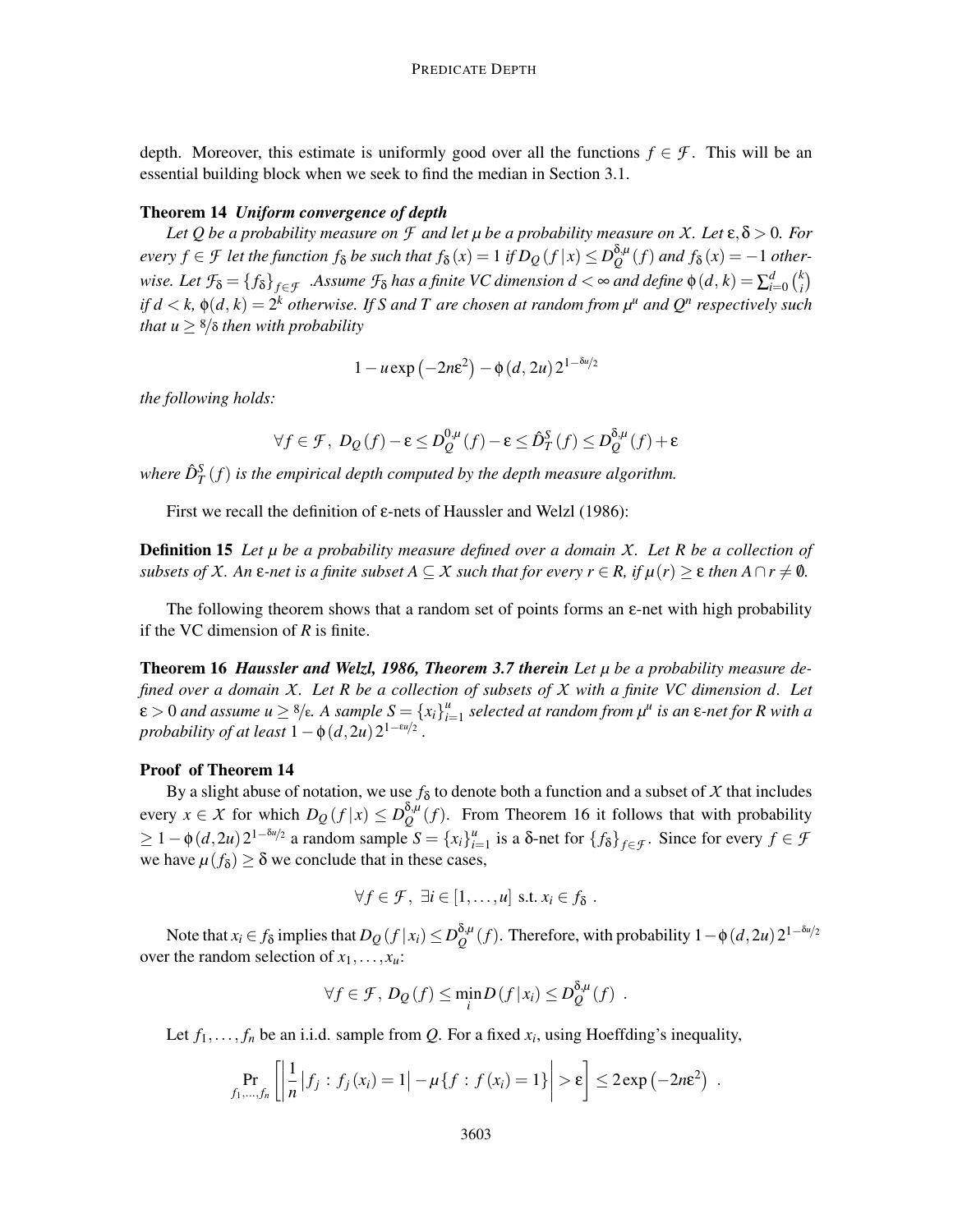depth. Moreover, this estimate is uniformly good over all the functions $f \in \mathcal{F}$. This will be an essential building block when we seek to find the median in Section 3.1.

**Theorem 14** ***Uniform convergence of depth***

*Let $Q$ be a probability measure on $\mathcal{F}$ and let $\mu$ be a probability measure on $\mathcal{X}$. Let $\varepsilon, \delta > 0$. For every $f \in \mathcal{F}$ let the function $f_\delta$ be such that $f_\delta(x) = 1$ if $D_Q(f \mid x) \leq D_Q^{\delta,\mu}(f)$ and $f_\delta(x) = -1$ otherwise. Let $\mathcal{F}_\delta = \{f_\delta\}_{f \in \mathcal{F}}$ .Assume $\mathcal{F}_\delta$ has a finite VC dimension $d < \infty$ and define $\phi(d,k) = \sum_{i=0}^{d} \binom{k}{i}$ if $d < k$, $\phi(d,k) = 2^k$ otherwise. If $S$ and $T$ are chosen at random from $\mu^u$ and $Q^n$ respectively such that $u \geq 8/\delta$ then with probability*

$$1 - u \exp\left(-2n\varepsilon^2\right) - \phi(d, 2u)\, 2^{1-\delta u/2}$$

*the following holds:*

$$\forall f \in \mathcal{F},\ D_Q(f) - \varepsilon \leq D_Q^{0,\mu}(f) - \varepsilon \leq \hat{D}_T^S(f) \leq D_Q^{\delta,\mu}(f) + \varepsilon$$

*where $\hat{D}_T^S(f)$ is the empirical depth computed by the depth measure algorithm.*

First we recall the definition of $\varepsilon$-nets of Haussler and Welzl (1986):

**Definition 15** *Let $\mu$ be a probability measure defined over a domain $\mathcal{X}$. Let $R$ be a collection of subsets of $\mathcal{X}$. An $\varepsilon$-net is a finite subset $A \subseteq \mathcal{X}$ such that for every $r \in R$, if $\mu(r) \geq \varepsilon$ then $A \cap r \neq \emptyset$.*

The following theorem shows that a random set of points forms an $\varepsilon$-net with high probability if the VC dimension of $R$ is finite.

**Theorem 16** ***Haussler and Welzl, 1986, Theorem 3.7 therein*** *Let $\mu$ be a probability measure defined over a domain $\mathcal{X}$. Let $R$ be a collection of subsets of $\mathcal{X}$ with a finite VC dimension $d$. Let $\varepsilon > 0$ and assume $u \geq 8/\varepsilon$. A sample $S = \{x_i\}_{i=1}^{u}$ selected at random from $\mu^u$ is an $\varepsilon$-net for $R$ with a probability of at least $1 - \phi(d, 2u)\, 2^{1-\varepsilon u/2}$.*

**Proof** of Theorem 14

By a slight abuse of notation, we use $f_\delta$ to denote both a function and a subset of $\mathcal{X}$ that includes every $x \in \mathcal{X}$ for which $D_Q(f \mid x) \leq D_Q^{\delta,\mu}(f)$. From Theorem 16 it follows that with probability $\geq 1 - \phi(d, 2u)\, 2^{1-\delta u/2}$ a random sample $S = \{x_i\}_{i=1}^{u}$ is a $\delta$-net for $\{f_\delta\}_{f \in \mathcal{F}}$. Since for every $f \in \mathcal{F}$ we have $\mu(f_\delta) \geq \delta$ we conclude that in these cases,

$$\forall f \in \mathcal{F},\ \exists i \in [1, \ldots, u] \text{ s.t. } x_i \in f_\delta\ .$$

Note that $x_i \in f_\delta$ implies that $D_Q(f \mid x_i) \leq D_Q^{\delta,\mu}(f)$. Therefore, with probability $1 - \phi(d, 2u)\, 2^{1-\delta u/2}$ over the random selection of $x_1, \ldots, x_u$:

$$\forall f \in \mathcal{F},\ D_Q(f) \leq \min_i D(f \mid x_i) \leq D_Q^{\delta,\mu}(f)\ .$$

Let $f_1, \ldots, f_n$ be an i.i.d. sample from $Q$. For a fixed $x_i$, using Hoeffding's inequality,

$$\Pr_{f_1,\ldots,f_n}\left[\left|\frac{1}{n}\left|f_j : f_j(x_i) = 1\right| - \mu\{f : f(x_i) = 1\}\right| > \varepsilon\right] \leq 2\exp\left(-2n\varepsilon^2\right)\ .$$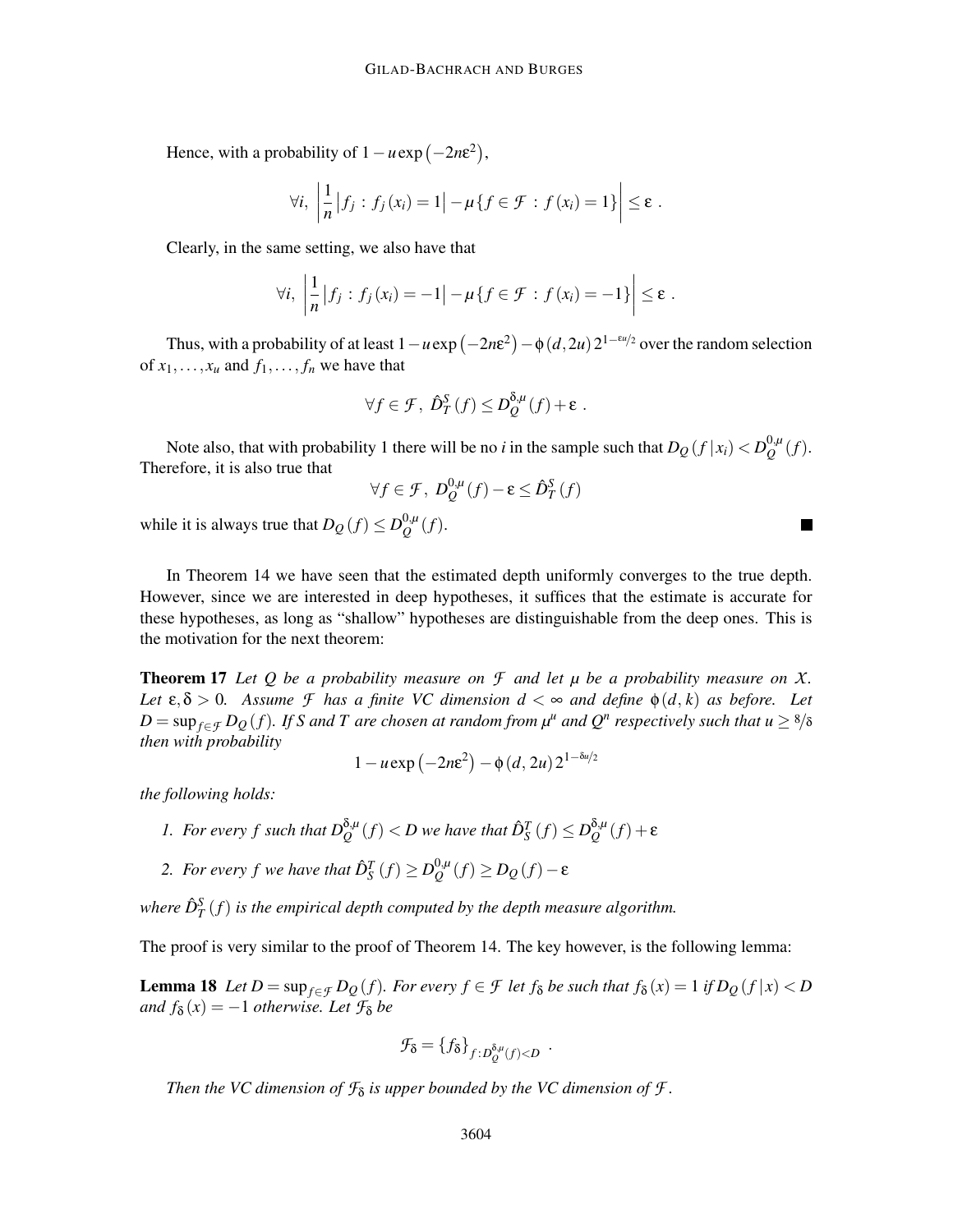Hence, with a probability of $1 - u\exp\left(-2n\varepsilon^2\right)$,

$$\forall i,\ \left|\frac{1}{n}\left|f_j : f_j(x_i) = 1\right| - \mu\{f \in \mathcal{F} : f(x_i) = 1\}\right| \leq \varepsilon\ .$$

Clearly, in the same setting, we also have that

$$\forall i,\ \left|\frac{1}{n}\left|f_j : f_j(x_i) = -1\right| - \mu\{f \in \mathcal{F} : f(x_i) = -1\}\right| \leq \varepsilon\ .$$

Thus, with a probability of at least $1 - u\exp\left(-2n\varepsilon^2\right) - \phi(d, 2u)\, 2^{1-\varepsilon u/2}$ over the random selection of $x_1, \ldots, x_u$ and $f_1, \ldots, f_n$ we have that

$$\forall f \in \mathcal{F},\ \hat{D}_T^S(f) \leq D_Q^{\delta,\mu}(f) + \varepsilon\ .$$

Note also, that with probability 1 there will be no $i$ in the sample such that $D_Q(f\,|\,x_i) < D_Q^{0,\mu}(f)$. Therefore, it is also true that

$$\forall f \in \mathcal{F},\ D_Q^{0,\mu}(f) - \varepsilon \leq \hat{D}_T^S(f)$$

while it is always true that $D_Q(f) \leq D_Q^{0,\mu}(f)$. ■

In Theorem 14 we have seen that the estimated depth uniformly converges to the true depth. However, since we are interested in deep hypotheses, it suffices that the estimate is accurate for these hypotheses, as long as "shallow" hypotheses are distinguishable from the deep ones. This is the motivation for the next theorem:

**Theorem 17** *Let $Q$ be a probability measure on $\mathcal{F}$ and let $\mu$ be a probability measure on $\mathcal{X}$. Let $\varepsilon, \delta > 0$. Assume $\mathcal{F}$ has a finite VC dimension $d < \infty$ and define $\phi(d, k)$ as before. Let $D = \sup_{f \in \mathcal{F}} D_Q(f)$. If $S$ and $T$ are chosen at random from $\mu^u$ and $Q^n$ respectively such that $u \geq 8/\delta$ then with probability*

$$1 - u\exp\left(-2n\varepsilon^2\right) - \phi(d, 2u)\, 2^{1-\delta u/2}$$

*the following holds:*

1. *For every $f$ such that $D_Q^{\delta,\mu}(f) < D$ we have that $\hat{D}_S^T(f) \leq D_Q^{\delta,\mu}(f) + \varepsilon$*
2. *For every $f$ we have that $\hat{D}_S^T(f) \geq D_Q^{0,\mu}(f) \geq D_Q(f) - \varepsilon$*

*where $\hat{D}_T^S(f)$ is the empirical depth computed by the depth measure algorithm.*

The proof is very similar to the proof of Theorem 14. The key however, is the following lemma:

**Lemma 18** *Let $D = \sup_{f \in \mathcal{F}} D_Q(f)$. For every $f \in \mathcal{F}$ let $f_\delta$ be such that $f_\delta(x) = 1$ if $D_Q(f\,|\,x) < D$ and $f_\delta(x) = -1$ otherwise. Let $\mathcal{F}_\delta$ be*

$$\mathcal{F}_\delta = \{f_\delta\}_{f : D_Q^{\delta,\mu}(f) < D}\ .$$

*Then the VC dimension of $\mathcal{F}_\delta$ is upper bounded by the VC dimension of $\mathcal{F}$.*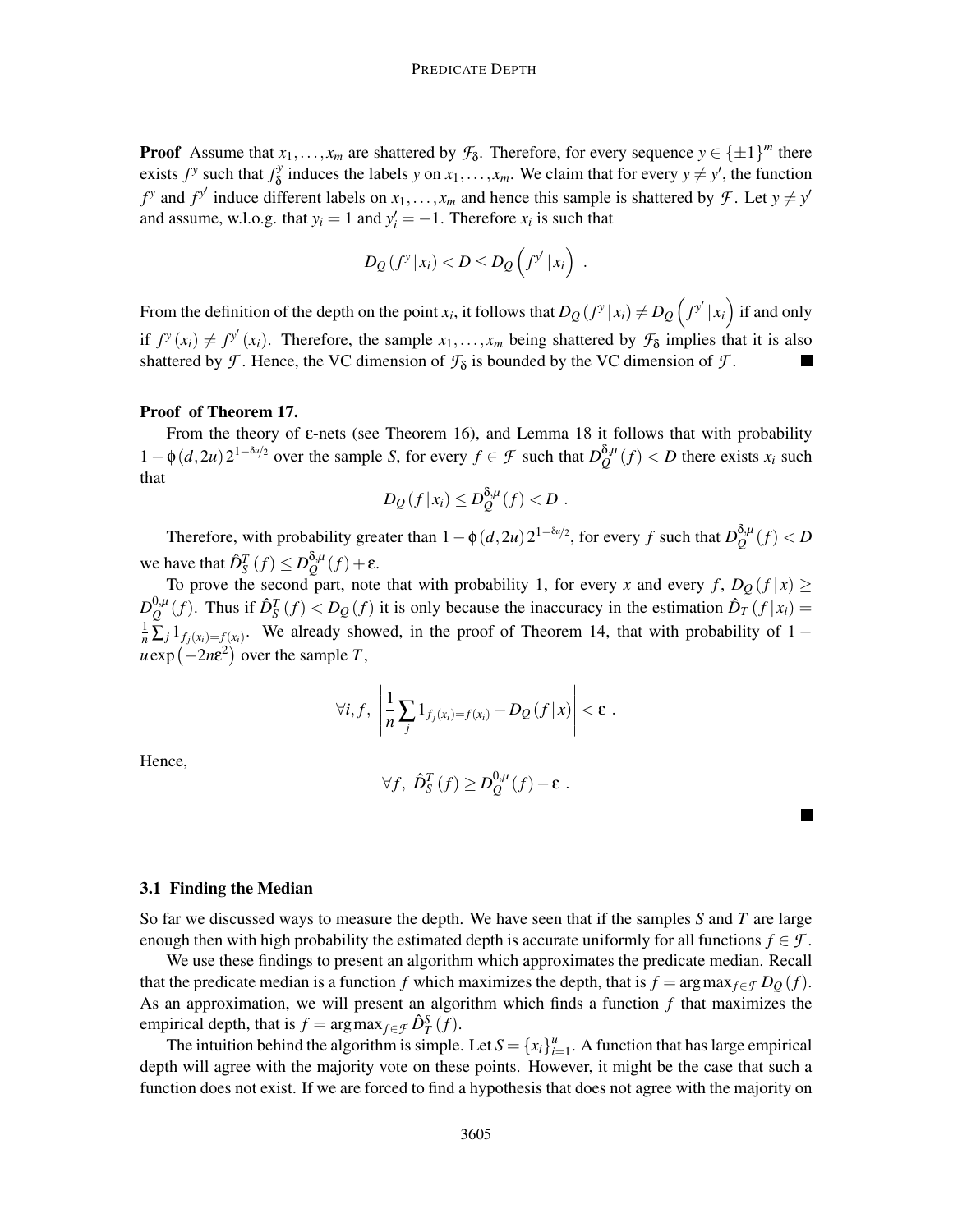**Proof** Assume that $x_1,\ldots,x_m$ are shattered by $\mathcal{F}_\delta$. Therefore, for every sequence $y \in \{\pm 1\}^m$ there exists $f^y$ such that $f^y_\delta$ induces the labels $y$ on $x_1,\ldots,x_m$. We claim that for every $y \neq y'$, the function $f^y$ and $f^{y'}$ induce different labels on $x_1,\ldots,x_m$ and hence this sample is shattered by $\mathcal{F}$. Let $y \neq y'$ and assume, w.l.o.g. that $y_i = 1$ and $y'_i = -1$. Therefore $x_i$ is such that

$$D_Q\left(f^y \,|\, x_i\right) < D \leq D_Q\left(f^{y'} \,|\, x_i\right) \ .$$

From the definition of the depth on the point $x_i$, it follows that $D_Q\left(f^y \,|\, x_i\right) \neq D_Q\left(f^{y'} \,|\, x_i\right)$ if and only if $f^y(x_i) \neq f^{y'}(x_i)$. Therefore, the sample $x_1,\ldots,x_m$ being shattered by $\mathcal{F}_\delta$ implies that it is also shattered by $\mathcal{F}$. Hence, the VC dimension of $\mathcal{F}_\delta$ is bounded by the VC dimension of $\mathcal{F}$. ∎

**Proof of Theorem 17.**

From the theory of ε-nets (see Theorem 16), and Lemma 18 it follows that with probability $1-\phi(d,2u)\,2^{1-\delta u/2}$ over the sample $S$, for every $f \in \mathcal{F}$ such that $D_Q^{\delta,\mu}(f) < D$ there exists $x_i$ such that

$$D_Q\left(f \,|\, x_i\right) \leq D_Q^{\delta,\mu}(f) < D \ .$$

Therefore, with probability greater than $1-\phi(d,2u)\,2^{1-\delta u/2}$, for every $f$ such that $D_Q^{\delta,\mu}(f) < D$ we have that $\hat{D}_S^T(f) \leq D_Q^{\delta,\mu}(f) + \varepsilon$.

To prove the second part, note that with probability 1, for every $x$ and every $f$, $D_Q(f\,|\,x) \geq D_Q^{0,\mu}(f)$. Thus if $\hat{D}_S^T(f) < D_Q(f)$ it is only because the inaccuracy in the estimation $\hat{D}_T(f\,|\,x_i) = \frac{1}{n}\sum_j 1_{f_j(x_i)=f(x_i)}$. We already showed, in the proof of Theorem 14, that with probability of $1 - u\exp\left(-2n\varepsilon^2\right)$ over the sample $T$,

$$\forall i,f,\ \left|\frac{1}{n}\sum_j 1_{f_j(x_i)=f(x_i)} - D_Q\left(f\,|\,x\right)\right| < \varepsilon \ .$$

Hence,

$$\forall f,\ \hat{D}_S^T(f) \geq D_Q^{0,\mu}(f) - \varepsilon \ .$$

∎

### 3.1 Finding the Median

So far we discussed ways to measure the depth. We have seen that if the samples $S$ and $T$ are large enough then with high probability the estimated depth is accurate uniformly for all functions $f \in \mathcal{F}$.

We use these findings to present an algorithm which approximates the predicate median. Recall that the predicate median is a function $f$ which maximizes the depth, that is $f = \arg\max_{f\in\mathcal{F}} D_Q(f)$. As an approximation, we will present an algorithm which finds a function $f$ that maximizes the empirical depth, that is $f = \arg\max_{f\in\mathcal{F}} \hat{D}_T^S(f)$.

The intuition behind the algorithm is simple. Let $S = \{x_i\}_{i=1}^u$. A function that has large empirical depth will agree with the majority vote on these points. However, it might be the case that such a function does not exist. If we are forced to find a hypothesis that does not agree with the majority on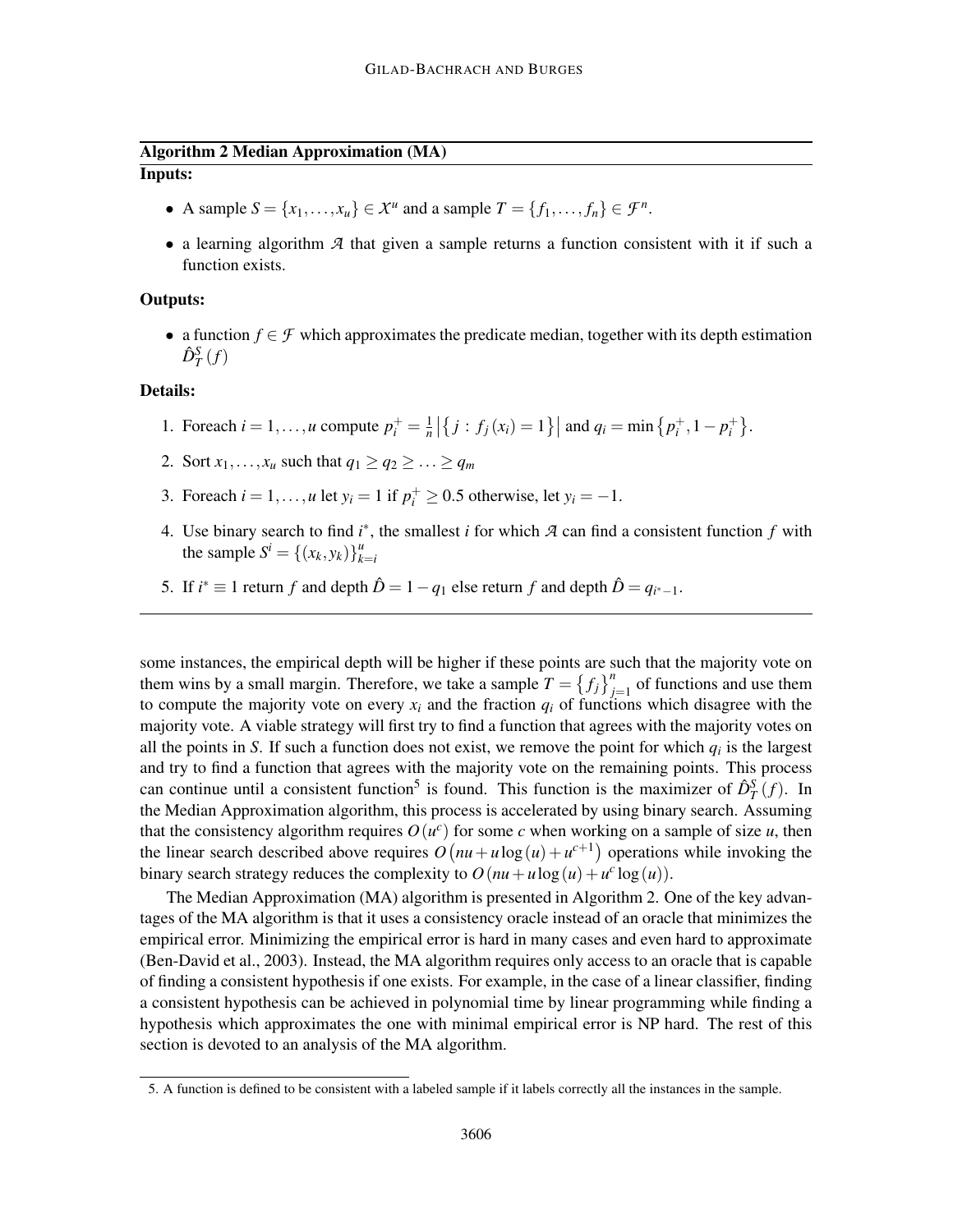**Algorithm 2 Median Approximation (MA)**

**Inputs:**

- A sample $S = \{x_1, \ldots, x_u\} \in \mathcal{X}^u$ and a sample $T = \{f_1, \ldots, f_n\} \in \mathcal{F}^n$.
- a learning algorithm $\mathcal{A}$ that given a sample returns a function consistent with it if such a function exists.

**Outputs:**

- a function $f \in \mathcal{F}$ which approximates the predicate median, together with its depth estimation $\hat{D}_T^S(f)$

**Details:**

1. Foreach $i = 1, \ldots, u$ compute $p_i^+ = \frac{1}{n}\left|\left\{j : f_j(x_i) = 1\right\}\right|$ and $q_i = \min\left\{p_i^+, 1 - p_i^+\right\}$.
2. Sort $x_1, \ldots, x_u$ such that $q_1 \geq q_2 \geq \ldots \geq q_m$
3. Foreach $i = 1, \ldots, u$ let $y_i = 1$ if $p_i^+ \geq 0.5$ otherwise, let $y_i = -1$.
4. Use binary search to find $i^*$, the smallest $i$ for which $\mathcal{A}$ can find a consistent function $f$ with the sample $S^i = \{(x_k, y_k)\}_{k=i}^u$
5. If $i^* \equiv 1$ return $f$ and depth $\hat{D} = 1 - q_1$ else return $f$ and depth $\hat{D} = q_{i^*-1}$.

some instances, the empirical depth will be higher if these points are such that the majority vote on them wins by a small margin. Therefore, we take a sample $T = \left\{f_j\right\}_{j=1}^n$ of functions and use them to compute the majority vote on every $x_i$ and the fraction $q_i$ of functions which disagree with the majority vote. A viable strategy will first try to find a function that agrees with the majority votes on all the points in $S$. If such a function does not exist, we remove the point for which $q_i$ is the largest and try to find a function that agrees with the majority vote on the remaining points. This process can continue until a consistent function[5] is found. This function is the maximizer of $\hat{D}_T^S(f)$. In the Median Approximation algorithm, this process is accelerated by using binary search. Assuming that the consistency algorithm requires $O(u^c)$ for some $c$ when working on a sample of size $u$, then the linear search described above requires $O\left(nu + u\log(u) + u^{c+1}\right)$ operations while invoking the binary search strategy reduces the complexity to $O\left(nu + u\log(u) + u^c\log(u)\right)$.

The Median Approximation (MA) algorithm is presented in Algorithm 2. One of the key advantages of the MA algorithm is that it uses a consistency oracle instead of an oracle that minimizes the empirical error. Minimizing the empirical error is hard in many cases and even hard to approximate (Ben-David et al., 2003). Instead, the MA algorithm requires only access to an oracle that is capable of finding a consistent hypothesis if one exists. For example, in the case of a linear classifier, finding a consistent hypothesis can be achieved in polynomial time by linear programming while finding a hypothesis which approximates the one with minimal empirical error is NP hard. The rest of this section is devoted to an analysis of the MA algorithm.

5. A function is defined to be consistent with a labeled sample if it labels correctly all the instances in the sample.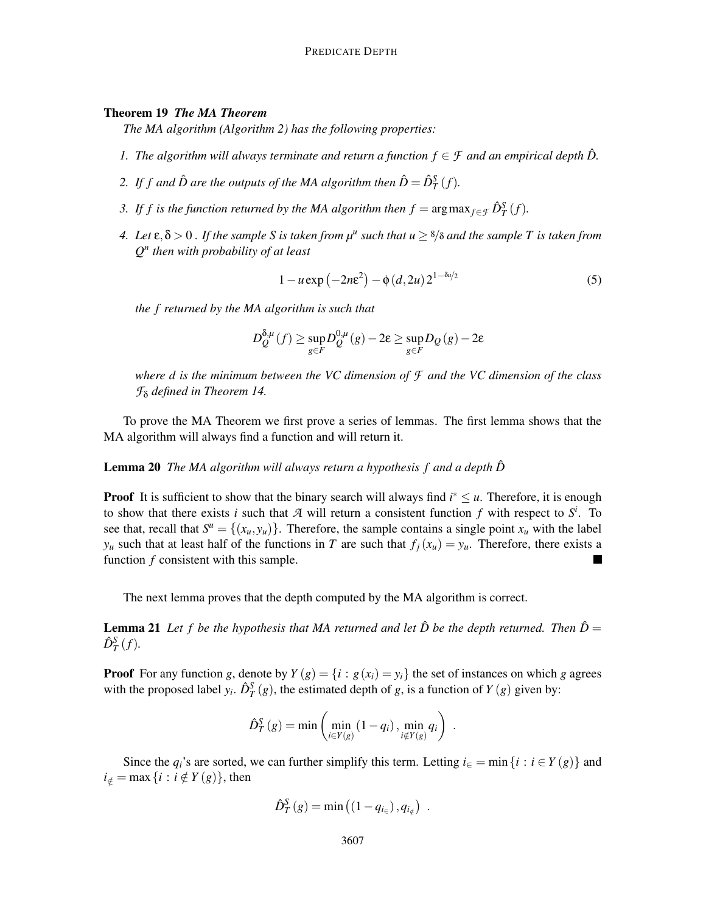**Theorem 19** ***The MA Theorem***
*The MA algorithm (Algorithm 2) has the following properties:*

1. *The algorithm will always terminate and return a function $f \in \mathcal{F}$ and an empirical depth $\hat{D}$.*
2. *If $f$ and $\hat{D}$ are the outputs of the MA algorithm then $\hat{D} = \hat{D}_T^S(f)$.*
3. *If $f$ is the function returned by the MA algorithm then $f = \arg\max_{f \in \mathcal{F}} \hat{D}_T^S(f)$.*
4. *Let $\varepsilon, \delta > 0$ . If the sample $S$ is taken from $\mu^u$ such that $u \geq 8/\delta$ and the sample $T$ is taken from $Q^n$ then with probability of at least*

$$1 - u \exp\left(-2n\varepsilon^2\right) - \phi\left(d, 2u\right) 2^{1-\delta u/2} \tag{5}$$

*the $f$ returned by the MA algorithm is such that*

$$D_Q^{\delta,\mu}(f) \geq \sup_{g \in F} D_Q^{0,\mu}(g) - 2\varepsilon \geq \sup_{g \in F} D_Q(g) - 2\varepsilon$$

*where $d$ is the minimum between the VC dimension of $\mathcal{F}$ and the VC dimension of the class $\mathcal{F}_\delta$ defined in Theorem 14.*

To prove the MA Theorem we first prove a series of lemmas. The first lemma shows that the MA algorithm will always find a function and will return it.

**Lemma 20** *The MA algorithm will always return a hypothesis $f$ and a depth $\hat{D}$*

**Proof** It is sufficient to show that the binary search will always find $i^* \leq u$. Therefore, it is enough to show that there exists $i$ such that $\mathcal{A}$ will return a consistent function $f$ with respect to $S^i$. To see that, recall that $S^u = \{(x_u, y_u)\}$. Therefore, the sample contains a single point $x_u$ with the label $y_u$ such that at least half of the functions in $T$ are such that $f_j(x_u) = y_u$. Therefore, there exists a function $f$ consistent with this sample. ∎

The next lemma proves that the depth computed by the MA algorithm is correct.

**Lemma 21** *Let $f$ be the hypothesis that MA returned and let $\hat{D}$ be the depth returned. Then $\hat{D} = \hat{D}_T^S(f)$.*

**Proof** For any function $g$, denote by $Y(g) = \{i : g(x_i) = y_i\}$ the set of instances on which $g$ agrees with the proposed label $y_i$. $\hat{D}_T^S(g)$, the estimated depth of $g$, is a function of $Y(g)$ given by:

$$\hat{D}_T^S(g) = \min\left(\min_{i \in Y(g)} (1 - q_i), \min_{i \notin Y(g)} q_i\right) \ .$$

Since the $q_i$'s are sorted, we can further simplify this term. Letting $i_\in = \min\{i : i \in Y(g)\}$ and $i_\notin = \max\{i : i \notin Y(g)\}$, then

$$\hat{D}_T^S(g) = \min\left((1 - q_{i_\in}), q_{i_\notin}\right) \ .$$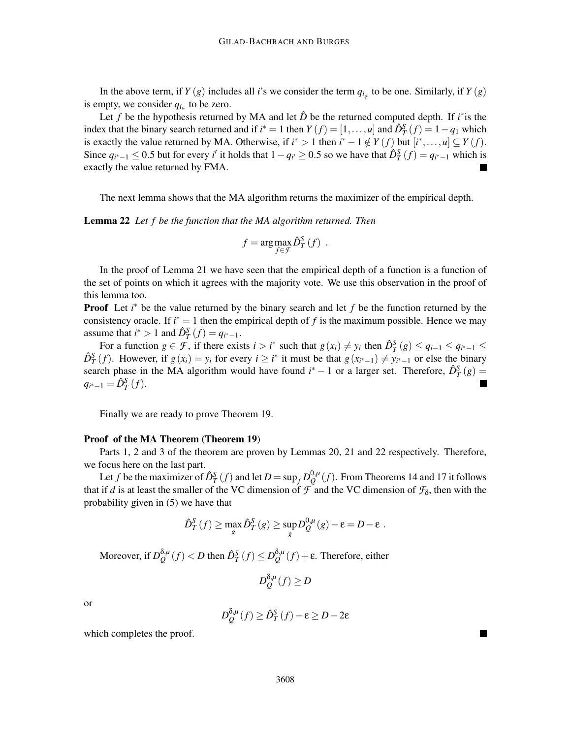In the above term, if $Y(g)$ includes all $i$'s we consider the term $q_{i_{\notin}}$ to be one. Similarly, if $Y(g)$ is empty, we consider $q_{i_{\in}}$ to be zero.

Let $f$ be the hypothesis returned by MA and let $\hat{D}$ be the returned computed depth. If $i^*$is the index that the binary search returned and if $i^* = 1$ then $Y(f) = [1, \ldots, u]$ and $\hat{D}_T^S(f) = 1 - q_1$ which is exactly the value returned by MA. Otherwise, if $i^* > 1$ then $i^* - 1 \notin Y(f)$ but $[i^*, \ldots, u] \subseteq Y(f)$. Since $q_{i^*-1} \leq 0.5$ but for every $i'$ it holds that $1 - q_{i'} \geq 0.5$ so we have that $\hat{D}_T^S(f) = q_{i^*-1}$ which is exactly the value returned by FMA. ∎

The next lemma shows that the MA algorithm returns the maximizer of the empirical depth.

**Lemma 22** *Let $f$ be the function that the MA algorithm returned. Then*

$$f = \arg\max_{f \in \mathcal{F}} \hat{D}_T^S(f) \ .$$

In the proof of Lemma 21 we have seen that the empirical depth of a function is a function of the set of points on which it agrees with the majority vote. We use this observation in the proof of this lemma too.

**Proof** Let $i^*$ be the value returned by the binary search and let $f$ be the function returned by the consistency oracle. If $i^* = 1$ then the empirical depth of $f$ is the maximum possible. Hence we may assume that $i^* > 1$ and $\hat{D}_T^S(f) = q_{i^*-1}$.

For a function $g \in \mathcal{F}$, if there exists $i > i^*$ such that $g(x_i) \neq y_i$ then $\hat{D}_T^S(g) \leq q_{i-1} \leq q_{i^*-1} \leq \hat{D}_T^S(f)$. However, if $g(x_i) = y_i$ for every $i \geq i^*$ it must be that $g(x_{i^*-1}) \neq y_{i^*-1}$ or else the binary search phase in the MA algorithm would have found $i^* - 1$ or a larger set. Therefore, $\hat{D}_T^S(g) = q_{i^*-1} = \hat{D}_T^S(f)$. ∎

Finally we are ready to prove Theorem 19.

**Proof of the MA Theorem (Theorem 19)**

Parts 1, 2 and 3 of the theorem are proven by Lemmas 20, 21 and 22 respectively. Therefore, we focus here on the last part.

Let $f$ be the maximizer of $\hat{D}_T^S(f)$ and let $D = \sup_f D_Q^{0,\mu}(f)$. From Theorems 14 and 17 it follows that if $d$ is at least the smaller of the VC dimension of $\mathcal{F}$ and the VC dimension of $\mathcal{F}_\delta$, then with the probability given in (5) we have that

$$\hat{D}_T^S(f) \geq \max_g \hat{D}_T^S(g) \geq \sup_g D_Q^{0,\mu}(g) - \varepsilon = D - \varepsilon \ .$$

Moreover, if $D_Q^{\delta,\mu}(f) < D$ then $\hat{D}_T^S(f) \leq D_Q^{\delta,\mu}(f) + \varepsilon$. Therefore, either

$$D_Q^{\delta,\mu}(f) \geq D$$

or

$$D_Q^{\delta,\mu}(f) \geq \hat{D}_T^S(f) - \varepsilon \geq D - 2\varepsilon$$

which completes the proof. ∎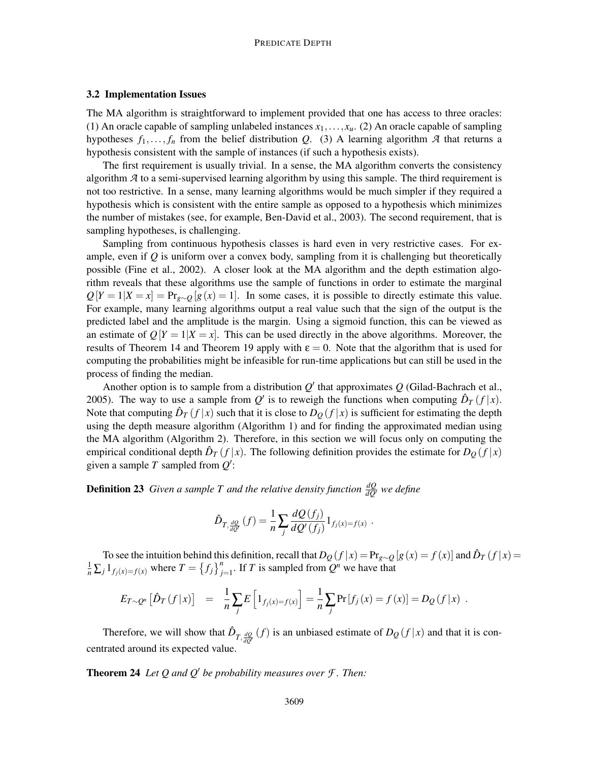### 3.2 Implementation Issues

The MA algorithm is straightforward to implement provided that one has access to three oracles: (1) An oracle capable of sampling unlabeled instances $x_1, \ldots, x_u$. (2) An oracle capable of sampling hypotheses $f_1, \ldots, f_n$ from the belief distribution $Q$. (3) A learning algorithm $\mathcal{A}$ that returns a hypothesis consistent with the sample of instances (if such a hypothesis exists).

The first requirement is usually trivial. In a sense, the MA algorithm converts the consistency algorithm $\mathcal{A}$ to a semi-supervised learning algorithm by using this sample. The third requirement is not too restrictive. In a sense, many learning algorithms would be much simpler if they required a hypothesis which is consistent with the entire sample as opposed to a hypothesis which minimizes the number of mistakes (see, for example, Ben-David et al., 2003). The second requirement, that is sampling hypotheses, is challenging.

Sampling from continuous hypothesis classes is hard even in very restrictive cases. For example, even if $Q$ is uniform over a convex body, sampling from it is challenging but theoretically possible (Fine et al., 2002). A closer look at the MA algorithm and the depth estimation algorithm reveals that these algorithms use the sample of functions in order to estimate the marginal $Q[Y=1|X=x] = \Pr_{g \sim Q}[g(x)=1]$. In some cases, it is possible to directly estimate this value. For example, many learning algorithms output a real value such that the sign of the output is the predicted label and the amplitude is the margin. Using a sigmoid function, this can be viewed as an estimate of $Q[Y=1|X=x]$. This can be used directly in the above algorithms. Moreover, the results of Theorem 14 and Theorem 19 apply with $\varepsilon = 0$. Note that the algorithm that is used for computing the probabilities might be infeasible for run-time applications but can still be used in the process of finding the median.

Another option is to sample from a distribution $Q'$ that approximates $Q$ (Gilad-Bachrach et al., 2005). The way to use a sample from $Q'$ is to reweigh the functions when computing $\hat{D}_T(f\,|x)$. Note that computing $\hat{D}_T(f\,|x)$ such that it is close to $D_Q(f\,|x)$ is sufficient for estimating the depth using the depth measure algorithm (Algorithm 1) and for finding the approximated median using the MA algorithm (Algorithm 2). Therefore, in this section we will focus only on computing the empirical conditional depth $\hat{D}_T(f\,|x)$. The following definition provides the estimate for $D_Q(f\,|x)$ given a sample $T$ sampled from $Q'$:

**Definition 23** *Given a sample $T$ and the relative density function $\frac{dQ}{dQ'}$ we define*

$$\hat{D}_{T,\frac{dQ}{dQ'}}(f) = \frac{1}{n}\sum_j \frac{dQ(f_j)}{dQ'(f_j)} 1_{f_j(x)=f(x)} \ .$$

To see the intuition behind this definition, recall that $D_Q(f\,|x) = \Pr_{g\sim Q}[g(x) = f(x)]$ and $\hat{D}_T(f\,|x) = \frac{1}{n}\sum_j 1_{f_j(x)=f(x)}$ where $T = \{f_j\}_{j=1}^n$. If $T$ is sampled from $Q^n$ we have that

$$E_{T\sim Q^n}\left[\hat{D}_T(f\,|x)\right] = \frac{1}{n}\sum_j E\left[1_{f_j(x)=f(x)}\right] = \frac{1}{n}\sum_j \Pr[f_j(x)=f(x)] = D_Q(f\,|x) \ .$$

Therefore, we will show that $\hat{D}_{T,\frac{dQ}{dQ'}}(f)$ is an unbiased estimate of $D_Q(f\,|x)$ and that it is concentrated around its expected value.

**Theorem 24** *Let $Q$ and $Q'$ be probability measures over $\mathcal{F}$. Then:*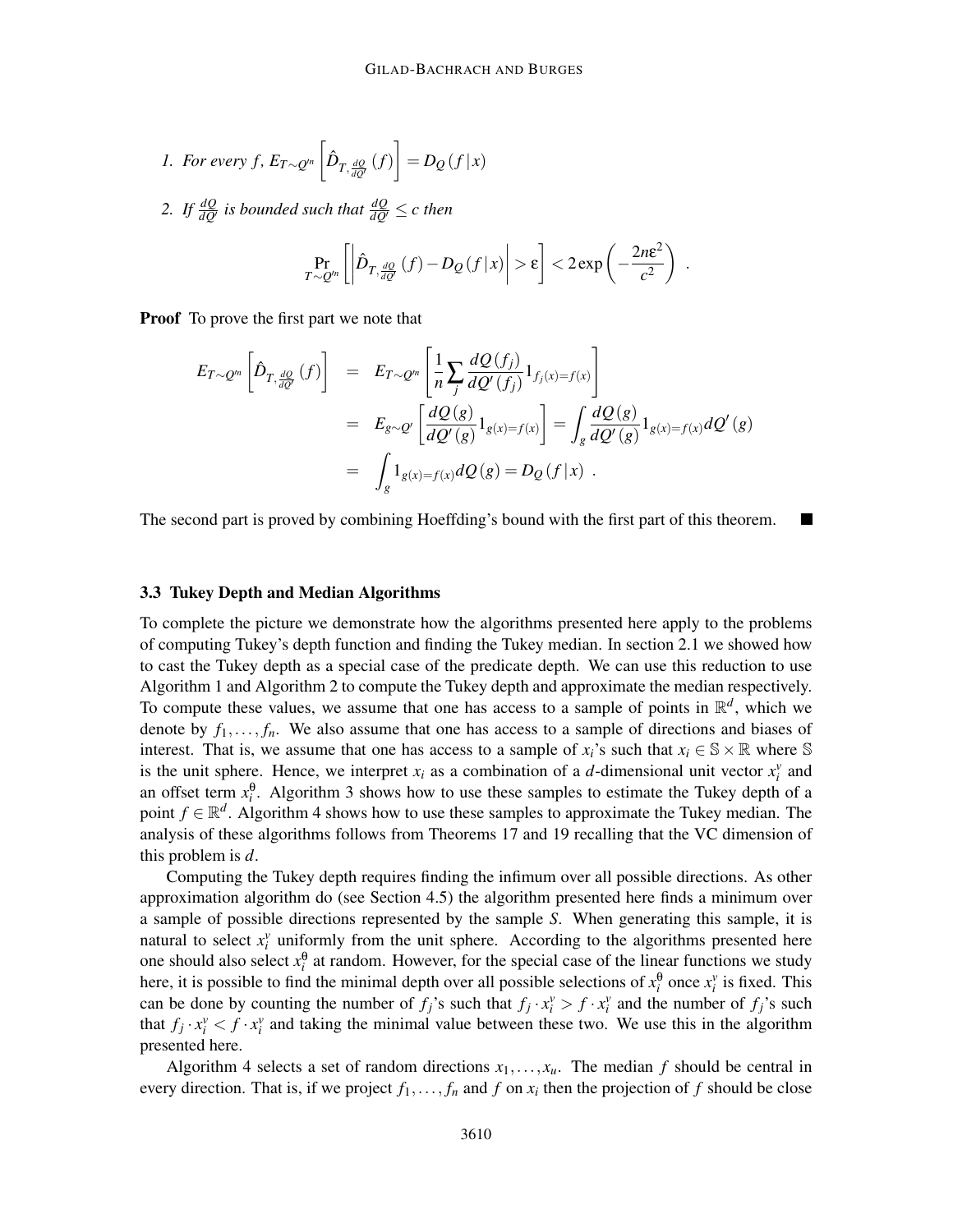1. *For every* $f$*,* $E_{T\sim Q'^n}\left[\hat{D}_{T,\frac{dQ}{dQ'}}(f)\right] = D_Q(f\,|\,x)$

2. *If* $\frac{dQ}{dQ'}$ *is bounded such that* $\frac{dQ}{dQ'} \leq c$ *then*

$$\Pr_{T\sim Q'^n}\left[\left|\hat{D}_{T,\frac{dQ}{dQ'}}(f) - D_Q(f\,|\,x)\right| > \varepsilon\right] < 2\exp\left(-\frac{2n\varepsilon^2}{c^2}\right) \ .$$

**Proof** To prove the first part we note that

$$\begin{aligned}
E_{T\sim Q'^n}\left[\hat{D}_{T,\frac{dQ}{dQ'}}(f)\right] &= E_{T\sim Q'^n}\left[\frac{1}{n}\sum_j \frac{dQ(f_j)}{dQ'(f_j)} 1_{f_j(x)=f(x)}\right] \\
&= E_{g\sim Q'}\left[\frac{dQ(g)}{dQ'(g)} 1_{g(x)=f(x)}\right] = \int_g \frac{dQ(g)}{dQ'(g)} 1_{g(x)=f(x)} dQ'(g) \\
&= \int_g 1_{g(x)=f(x)} dQ(g) = D_Q(f\,|\,x) \ .
\end{aligned}$$

The second part is proved by combining Hoeffding's bound with the first part of this theorem. ■

### 3.3 Tukey Depth and Median Algorithms

To complete the picture we demonstrate how the algorithms presented here apply to the problems of computing Tukey's depth function and finding the Tukey median. In section 2.1 we showed how to cast the Tukey depth as a special case of the predicate depth. We can use this reduction to use Algorithm 1 and Algorithm 2 to compute the Tukey depth and approximate the median respectively. To compute these values, we assume that one has access to a sample of points in $\mathbb{R}^d$, which we denote by $f_1, \ldots, f_n$. We also assume that one has access to a sample of directions and biases of interest. That is, we assume that one has access to a sample of $x_i$'s such that $x_i \in \mathbb{S} \times \mathbb{R}$ where $\mathbb{S}$ is the unit sphere. Hence, we interpret $x_i$ as a combination of a $d$-dimensional unit vector $x_i^v$ and an offset term $x_i^\theta$. Algorithm 3 shows how to use these samples to estimate the Tukey depth of a point $f \in \mathbb{R}^d$. Algorithm 4 shows how to use these samples to approximate the Tukey median. The analysis of these algorithms follows from Theorems 17 and 19 recalling that the VC dimension of this problem is $d$.

Computing the Tukey depth requires finding the infimum over all possible directions. As other approximation algorithm do (see Section 4.5) the algorithm presented here finds a minimum over a sample of possible directions represented by the sample $S$. When generating this sample, it is natural to select $x_i^v$ uniformly from the unit sphere. According to the algorithms presented here one should also select $x_i^\theta$ at random. However, for the special case of the linear functions we study here, it is possible to find the minimal depth over all possible selections of $x_i^\theta$ once $x_i^v$ is fixed. This can be done by counting the number of $f_j$'s such that $f_j \cdot x_i^v > f \cdot x_i^v$ and the number of $f_j$'s such that $f_j \cdot x_i^v < f \cdot x_i^v$ and taking the minimal value between these two. We use this in the algorithm presented here.

Algorithm 4 selects a set of random directions $x_1, \ldots, x_u$. The median $f$ should be central in every direction. That is, if we project $f_1, \ldots, f_n$ and $f$ on $x_i$ then the projection of $f$ should be close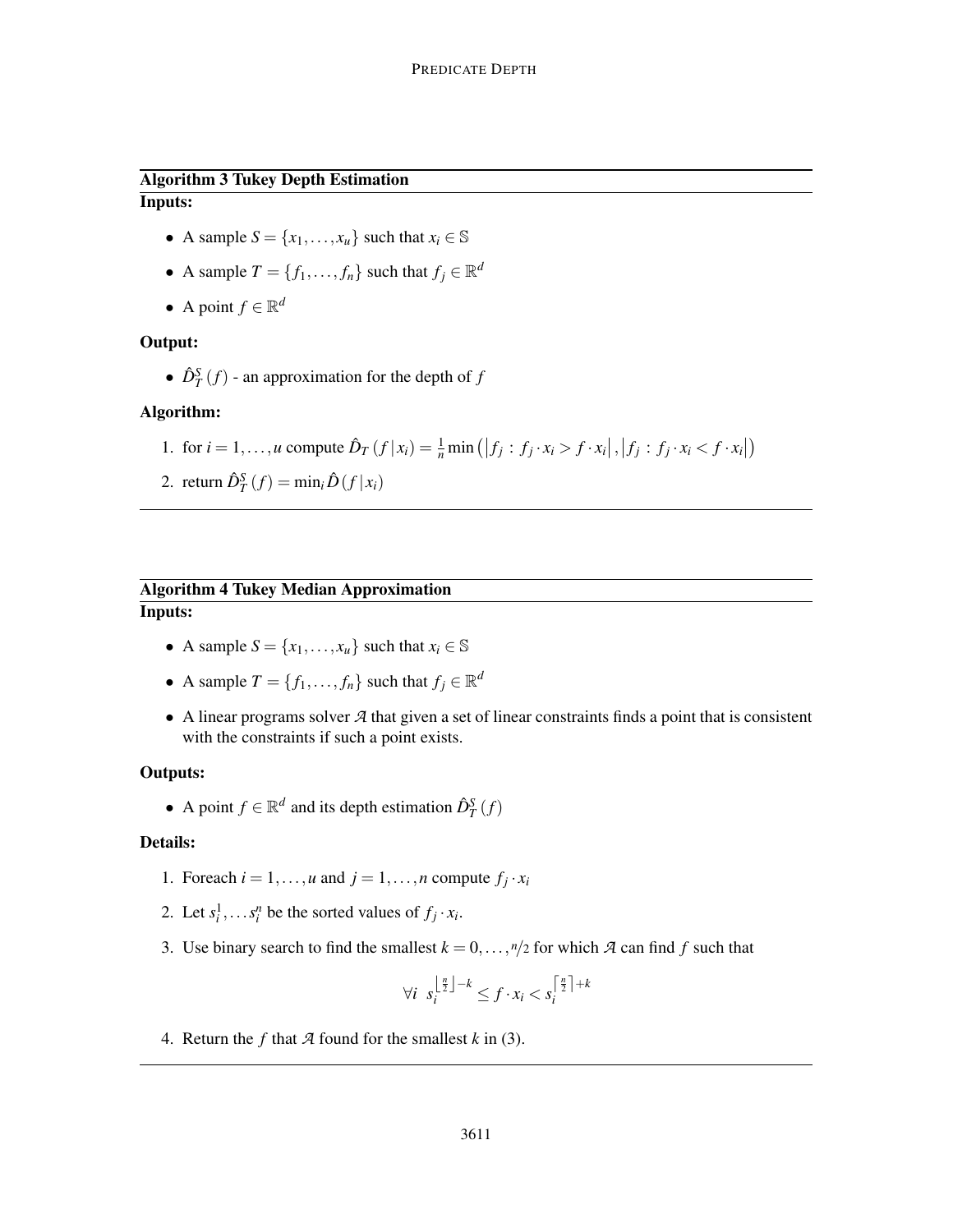**Algorithm 3 Tukey Depth Estimation**

**Inputs:**

- A sample $S = \{x_1, \ldots, x_u\}$ such that $x_i \in \mathbb{S}$
- A sample $T = \{f_1, \ldots, f_n\}$ such that $f_j \in \mathbb{R}^d$
- A point $f \in \mathbb{R}^d$

**Output:**

- $\hat{D}_T^S(f)$ - an approximation for the depth of $f$

**Algorithm:**

1. for $i = 1, \ldots, u$ compute $\hat{D}_T(f \mid x_i) = \frac{1}{n} \min\left(\left|f_j : f_j \cdot x_i > f \cdot x_i\right|, \left|f_j : f_j \cdot x_i < f \cdot x_i\right|\right)$
2. return $\hat{D}_T^S(f) = \min_i \hat{D}(f \mid x_i)$

**Algorithm 4 Tukey Median Approximation**

**Inputs:**

- A sample $S = \{x_1, \ldots, x_u\}$ such that $x_i \in \mathbb{S}$
- A sample $T = \{f_1, \ldots, f_n\}$ such that $f_j \in \mathbb{R}^d$
- A linear programs solver $\mathcal{A}$ that given a set of linear constraints finds a point that is consistent with the constraints if such a point exists.

**Outputs:**

- A point $f \in \mathbb{R}^d$ and its depth estimation $\hat{D}_T^S(f)$

**Details:**

1. Foreach $i = 1, \ldots, u$ and $j = 1, \ldots, n$ compute $f_j \cdot x_i$
2. Let $s_i^1, \ldots s_i^n$ be the sorted values of $f_j \cdot x_i$.
3. Use binary search to find the smallest $k = 0, \ldots, n/2$ for which $\mathcal{A}$ can find $f$ such that

$$\forall i \;\; s_i^{\left\lfloor \frac{n}{2} \right\rfloor - k} \leq f \cdot x_i < s_i^{\left\lceil \frac{n}{2} \right\rceil + k}$$

4. Return the $f$ that $\mathcal{A}$ found for the smallest $k$ in (3).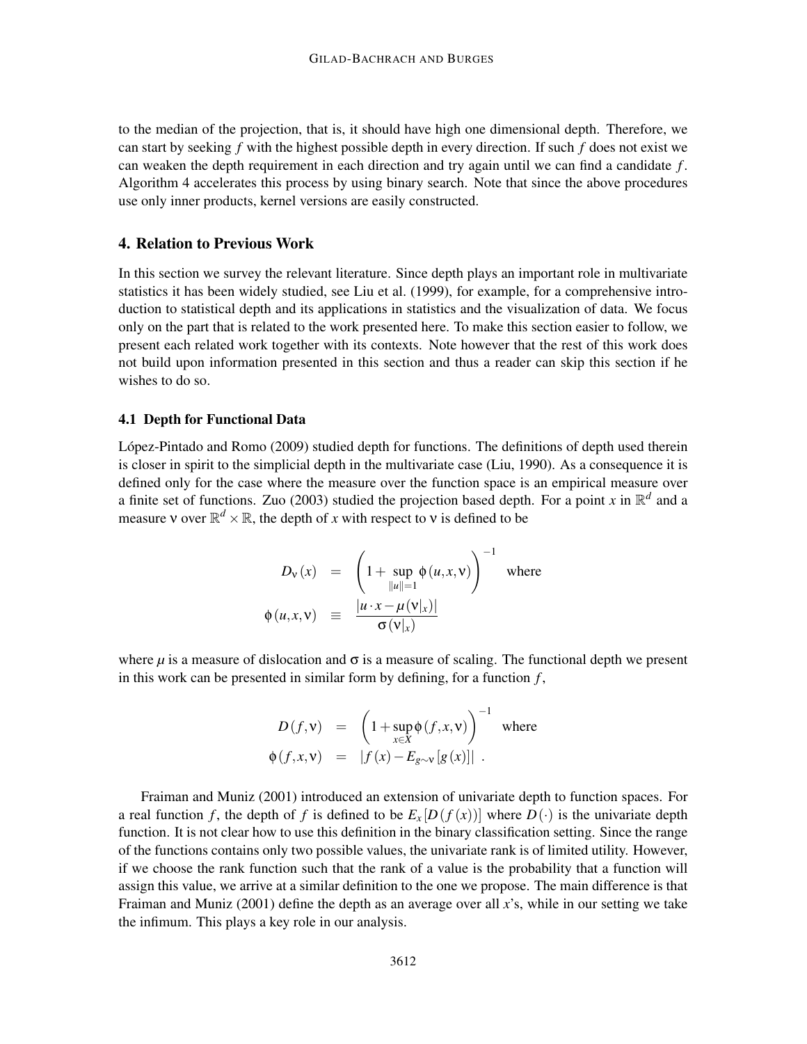to the median of the projection, that is, it should have high one dimensional depth. Therefore, we can start by seeking $f$ with the highest possible depth in every direction. If such $f$ does not exist we can weaken the depth requirement in each direction and try again until we can find a candidate $f$. Algorithm 4 accelerates this process by using binary search. Note that since the above procedures use only inner products, kernel versions are easily constructed.

## 4. Relation to Previous Work

In this section we survey the relevant literature. Since depth plays an important role in multivariate statistics it has been widely studied, see Liu et al. (1999), for example, for a comprehensive introduction to statistical depth and its applications in statistics and the visualization of data. We focus only on the part that is related to the work presented here. To make this section easier to follow, we present each related work together with its contexts. Note however that the rest of this work does not build upon information presented in this section and thus a reader can skip this section if he wishes to do so.

### 4.1 Depth for Functional Data

López-Pintado and Romo (2009) studied depth for functions. The definitions of depth used therein is closer in spirit to the simplicial depth in the multivariate case (Liu, 1990). As a consequence it is defined only for the case where the measure over the function space is an empirical measure over a finite set of functions. Zuo (2003) studied the projection based depth. For a point $x$ in $\mathbb{R}^d$ and a measure $\nu$ over $\mathbb{R}^d \times \mathbb{R}$, the depth of $x$ with respect to $\nu$ is defined to be

$$
\begin{aligned}
D_\nu(x) &= \left(1 + \sup_{\|u\|=1} \phi(u, x, \nu)\right)^{-1} \quad \text{where} \\
\phi(u, x, \nu) &\equiv \frac{|u \cdot x - \mu(\nu|_x)|}{\sigma(\nu|_x)}
\end{aligned}
$$

where $\mu$ is a measure of dislocation and $\sigma$ is a measure of scaling. The functional depth we present in this work can be presented in similar form by defining, for a function $f$,

$$
\begin{aligned}
D(f, \nu) &= \left(1 + \sup_{x \in X} \phi(f, x, \nu)\right)^{-1} \quad \text{where} \\
\phi(f, x, \nu) &= |f(x) - E_{g \sim \nu}[g(x)]| \ .
\end{aligned}
$$

Fraiman and Muniz (2001) introduced an extension of univariate depth to function spaces. For a real function $f$, the depth of $f$ is defined to be $E_x[D(f(x))]$ where $D(\cdot)$ is the univariate depth function. It is not clear how to use this definition in the binary classification setting. Since the range of the functions contains only two possible values, the univariate rank is of limited utility. However, if we choose the rank function such that the rank of a value is the probability that a function will assign this value, we arrive at a similar definition to the one we propose. The main difference is that Fraiman and Muniz (2001) define the depth as an average over all $x$'s, while in our setting we take the infimum. This plays a key role in our analysis.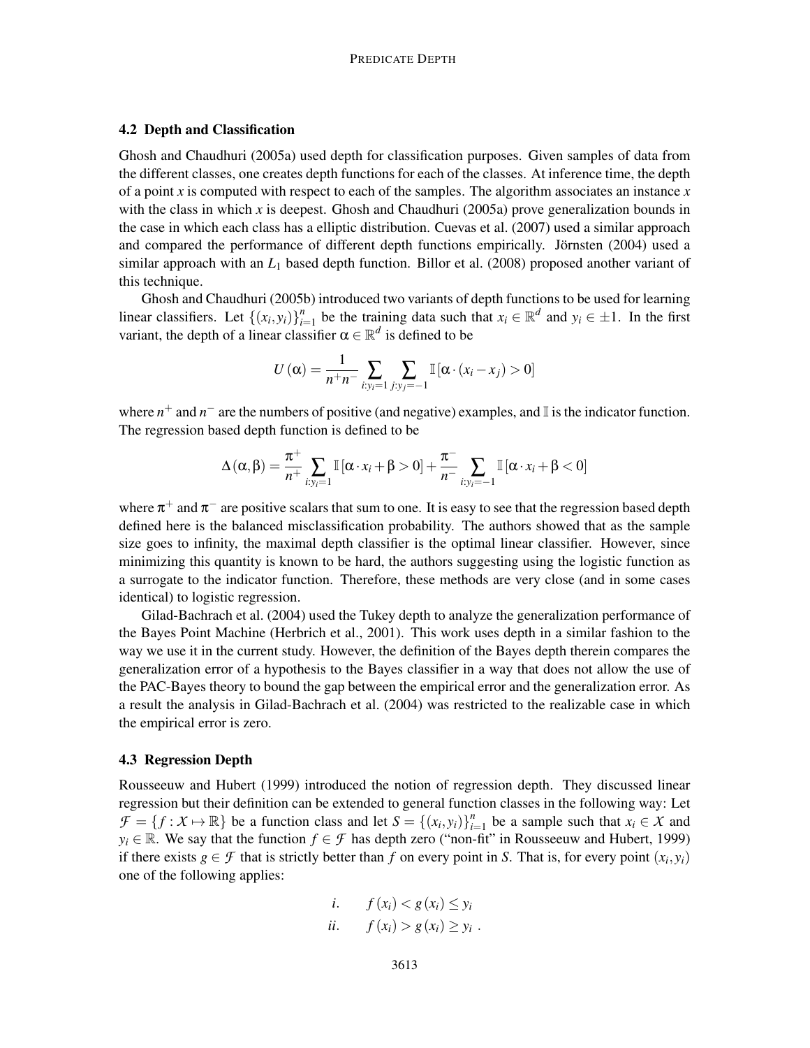### 4.2 Depth and Classification

Ghosh and Chaudhuri (2005a) used depth for classification purposes. Given samples of data from the different classes, one creates depth functions for each of the classes. At inference time, the depth of a point $x$ is computed with respect to each of the samples. The algorithm associates an instance $x$ with the class in which $x$ is deepest. Ghosh and Chaudhuri (2005a) prove generalization bounds in the case in which each class has a elliptic distribution. Cuevas et al. (2007) used a similar approach and compared the performance of different depth functions empirically. Jörnsten (2004) used a similar approach with an $L_1$ based depth function. Billor et al. (2008) proposed another variant of this technique.

Ghosh and Chaudhuri (2005b) introduced two variants of depth functions to be used for learning linear classifiers. Let $\{(x_i, y_i)\}_{i=1}^n$ be the training data such that $x_i \in \mathbb{R}^d$ and $y_i \in \pm 1$. In the first variant, the depth of a linear classifier $\alpha \in \mathbb{R}^d$ is defined to be

$$U(\alpha) = \frac{1}{n^+ n^-} \sum_{i:y_i=1} \sum_{j:y_j=-1} \mathbb{I}\left[\alpha \cdot (x_i - x_j) > 0\right]$$

where $n^+$ and $n^-$ are the numbers of positive (and negative) examples, and $\mathbb{I}$ is the indicator function. The regression based depth function is defined to be

$$\Delta(\alpha, \beta) = \frac{\pi^+}{n^+} \sum_{i:y_i=1} \mathbb{I}\left[\alpha \cdot x_i + \beta > 0\right] + \frac{\pi^-}{n^-} \sum_{i:y_i=-1} \mathbb{I}\left[\alpha \cdot x_i + \beta < 0\right]$$

where $\pi^+$ and $\pi^-$ are positive scalars that sum to one. It is easy to see that the regression based depth defined here is the balanced misclassification probability. The authors showed that as the sample size goes to infinity, the maximal depth classifier is the optimal linear classifier. However, since minimizing this quantity is known to be hard, the authors suggesting using the logistic function as a surrogate to the indicator function. Therefore, these methods are very close (and in some cases identical) to logistic regression.

Gilad-Bachrach et al. (2004) used the Tukey depth to analyze the generalization performance of the Bayes Point Machine (Herbrich et al., 2001). This work uses depth in a similar fashion to the way we use it in the current study. However, the definition of the Bayes depth therein compares the generalization error of a hypothesis to the Bayes classifier in a way that does not allow the use of the PAC-Bayes theory to bound the gap between the empirical error and the generalization error. As a result the analysis in Gilad-Bachrach et al. (2004) was restricted to the realizable case in which the empirical error is zero.

### 4.3 Regression Depth

Rousseeuw and Hubert (1999) introduced the notion of regression depth. They discussed linear regression but their definition can be extended to general function classes in the following way: Let $\mathcal{F} = \{f : \mathcal{X} \mapsto \mathbb{R}\}$ be a function class and let $S = \{(x_i, y_i)\}_{i=1}^n$ be a sample such that $x_i \in \mathcal{X}$ and $y_i \in \mathbb{R}$. We say that the function $f \in \mathcal{F}$ has depth zero ("non-fit" in Rousseeuw and Hubert, 1999) if there exists $g \in \mathcal{F}$ that is strictly better than $f$ on every point in $S$. That is, for every point $(x_i, y_i)$ one of the following applies:

$$\begin{aligned} i. \quad & f(x_i) < g(x_i) \leq y_i \\ ii. \quad & f(x_i) > g(x_i) \geq y_i \ . \end{aligned}$$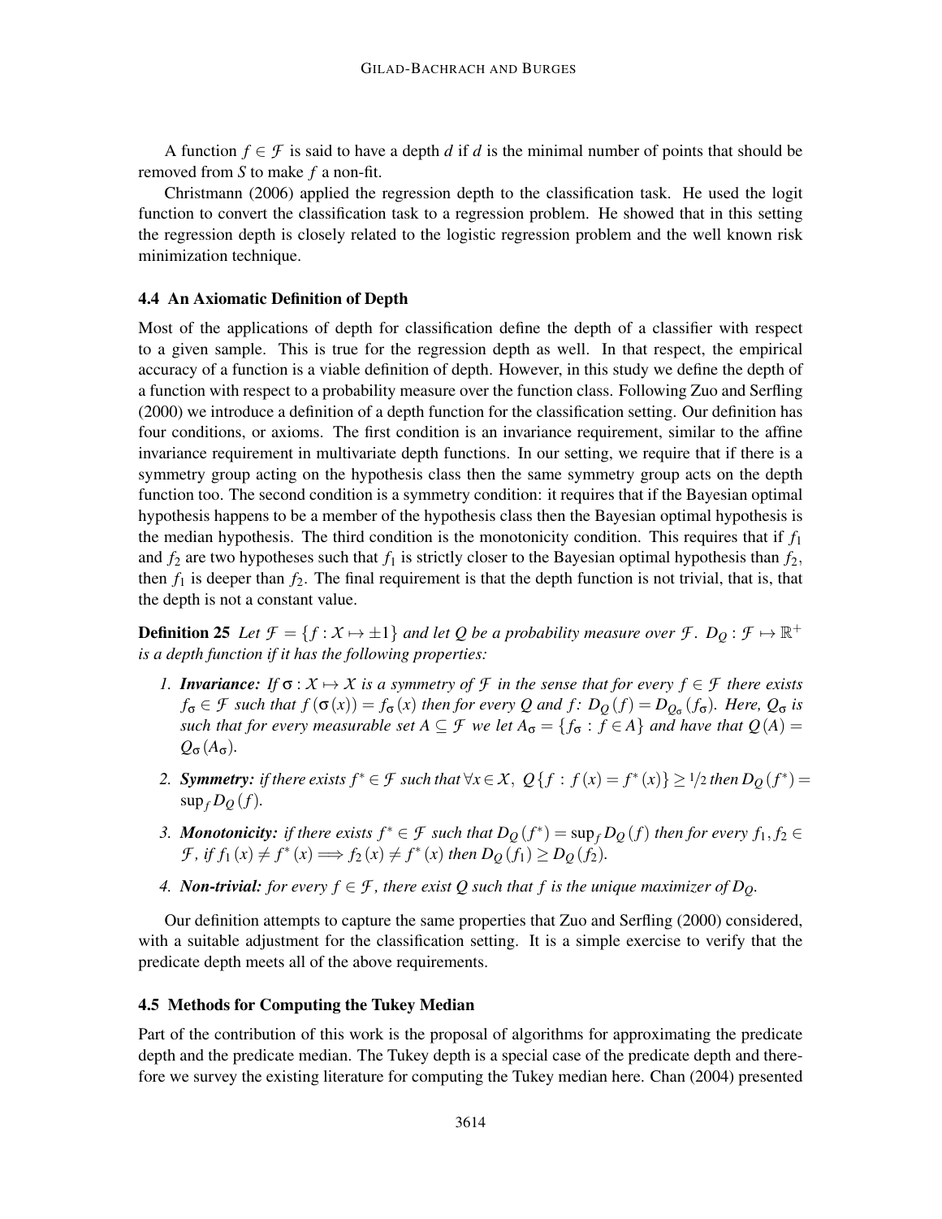A function $f \in \mathcal{F}$ is said to have a depth $d$ if $d$ is the minimal number of points that should be removed from $S$ to make $f$ a non-fit.

Christmann (2006) applied the regression depth to the classification task. He used the logit function to convert the classification task to a regression problem. He showed that in this setting the regression depth is closely related to the logistic regression problem and the well known risk minimization technique.

### 4.4 An Axiomatic Definition of Depth

Most of the applications of depth for classification define the depth of a classifier with respect to a given sample. This is true for the regression depth as well. In that respect, the empirical accuracy of a function is a viable definition of depth. However, in this study we define the depth of a function with respect to a probability measure over the function class. Following Zuo and Serfling (2000) we introduce a definition of a depth function for the classification setting. Our definition has four conditions, or axioms. The first condition is an invariance requirement, similar to the affine invariance requirement in multivariate depth functions. In our setting, we require that if there is a symmetry group acting on the hypothesis class then the same symmetry group acts on the depth function too. The second condition is a symmetry condition: it requires that if the Bayesian optimal hypothesis happens to be a member of the hypothesis class then the Bayesian optimal hypothesis is the median hypothesis. The third condition is the monotonicity condition. This requires that if $f_1$ and $f_2$ are two hypotheses such that $f_1$ is strictly closer to the Bayesian optimal hypothesis than $f_2$, then $f_1$ is deeper than $f_2$. The final requirement is that the depth function is not trivial, that is, that the depth is not a constant value.

**Definition 25** *Let $\mathcal{F} = \{f : \mathcal{X} \mapsto \pm 1\}$ and let $Q$ be a probability measure over $\mathcal{F}$. $D_Q : \mathcal{F} \mapsto \mathbb{R}^+$ is a depth function if it has the following properties:*

1. ***Invariance:*** *If $\sigma : \mathcal{X} \mapsto \mathcal{X}$ is a symmetry of $\mathcal{F}$ in the sense that for every $f \in \mathcal{F}$ there exists $f_\sigma \in \mathcal{F}$ such that $f(\sigma(x)) = f_\sigma(x)$ then for every $Q$ and $f$: $D_Q(f) = D_{Q_\sigma}(f_\sigma)$. Here, $Q_\sigma$ is such that for every measurable set $A \subseteq \mathcal{F}$ we let $A_\sigma = \{f_\sigma : f \in A\}$ and have that $Q(A) = Q_\sigma(A_\sigma)$.*
2. ***Symmetry:*** *if there exists $f^* \in \mathcal{F}$ such that $\forall x \in \mathcal{X},\ Q\{f : f(x) = f^*(x)\} \geq 1/2$ then $D_Q(f^*) = \sup_f D_Q(f)$.*
3. ***Monotonicity:*** *if there exists $f^* \in \mathcal{F}$ such that $D_Q(f^*) = \sup_f D_Q(f)$ then for every $f_1, f_2 \in \mathcal{F}$, if $f_1(x) \neq f^*(x) \Longrightarrow f_2(x) \neq f^*(x)$ then $D_Q(f_1) \geq D_Q(f_2)$.*
4. ***Non-trivial:*** *for every $f \in \mathcal{F}$, there exist $Q$ such that $f$ is the unique maximizer of $D_Q$.*

Our definition attempts to capture the same properties that Zuo and Serfling (2000) considered, with a suitable adjustment for the classification setting. It is a simple exercise to verify that the predicate depth meets all of the above requirements.

### 4.5 Methods for Computing the Tukey Median

Part of the contribution of this work is the proposal of algorithms for approximating the predicate depth and the predicate median. The Tukey depth is a special case of the predicate depth and therefore we survey the existing literature for computing the Tukey median here. Chan (2004) presented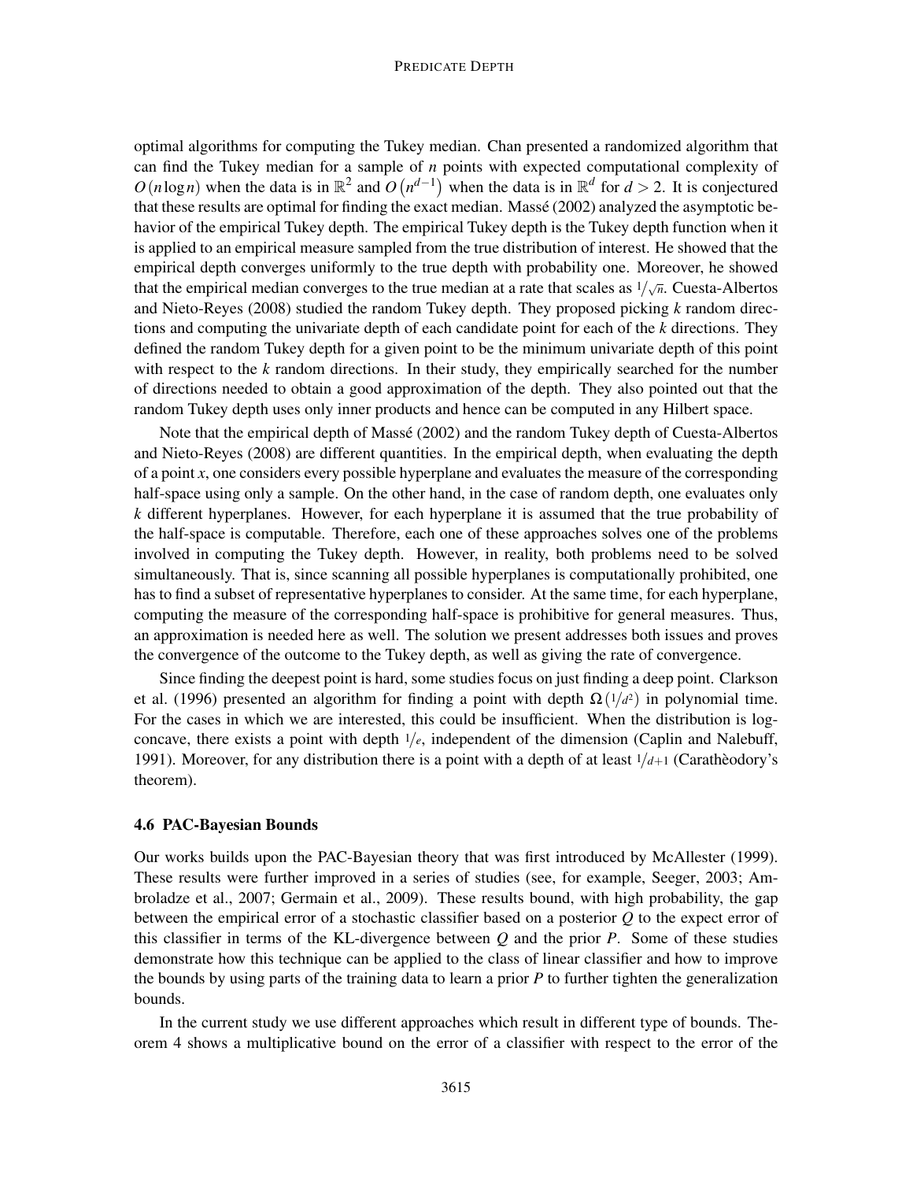optimal algorithms for computing the Tukey median. Chan presented a randomized algorithm that can find the Tukey median for a sample of $n$ points with expected computational complexity of $O(n \log n)$ when the data is in $\mathbb{R}^2$ and $O\left(n^{d-1}\right)$ when the data is in $\mathbb{R}^d$ for $d > 2$. It is conjectured that these results are optimal for finding the exact median. Massé (2002) analyzed the asymptotic behavior of the empirical Tukey depth. The empirical Tukey depth is the Tukey depth function when it is applied to an empirical measure sampled from the true distribution of interest. He showed that the empirical depth converges uniformly to the true depth with probability one. Moreover, he showed that the empirical median converges to the true median at a rate that scales as $1/\sqrt{n}$. Cuesta-Albertos and Nieto-Reyes (2008) studied the random Tukey depth. They proposed picking $k$ random directions and computing the univariate depth of each candidate point for each of the $k$ directions. They defined the random Tukey depth for a given point to be the minimum univariate depth of this point with respect to the $k$ random directions. In their study, they empirically searched for the number of directions needed to obtain a good approximation of the depth. They also pointed out that the random Tukey depth uses only inner products and hence can be computed in any Hilbert space.

Note that the empirical depth of Massé (2002) and the random Tukey depth of Cuesta-Albertos and Nieto-Reyes (2008) are different quantities. In the empirical depth, when evaluating the depth of a point $x$, one considers every possible hyperplane and evaluates the measure of the corresponding half-space using only a sample. On the other hand, in the case of random depth, one evaluates only $k$ different hyperplanes. However, for each hyperplane it is assumed that the true probability of the half-space is computable. Therefore, each one of these approaches solves one of the problems involved in computing the Tukey depth. However, in reality, both problems need to be solved simultaneously. That is, since scanning all possible hyperplanes is computationally prohibited, one has to find a subset of representative hyperplanes to consider. At the same time, for each hyperplane, computing the measure of the corresponding half-space is prohibitive for general measures. Thus, an approximation is needed here as well. The solution we present addresses both issues and proves the convergence of the outcome to the Tukey depth, as well as giving the rate of convergence.

Since finding the deepest point is hard, some studies focus on just finding a deep point. Clarkson et al. (1996) presented an algorithm for finding a point with depth $\Omega\left(1/d^2\right)$ in polynomial time. For the cases in which we are interested, this could be insufficient. When the distribution is log-concave, there exists a point with depth $1/e$, independent of the dimension (Caplin and Nalebuff, 1991). Moreover, for any distribution there is a point with a depth of at least $1/d+1$ (Carathèodory's theorem).

### 4.6 PAC-Bayesian Bounds

Our works builds upon the PAC-Bayesian theory that was first introduced by McAllester (1999). These results were further improved in a series of studies (see, for example, Seeger, 2003; Ambroladze et al., 2007; Germain et al., 2009). These results bound, with high probability, the gap between the empirical error of a stochastic classifier based on a posterior $Q$ to the expect error of this classifier in terms of the KL-divergence between $Q$ and the prior $P$. Some of these studies demonstrate how this technique can be applied to the class of linear classifier and how to improve the bounds by using parts of the training data to learn a prior $P$ to further tighten the generalization bounds.

In the current study we use different approaches which result in different type of bounds. Theorem 4 shows a multiplicative bound on the error of a classifier with respect to the error of the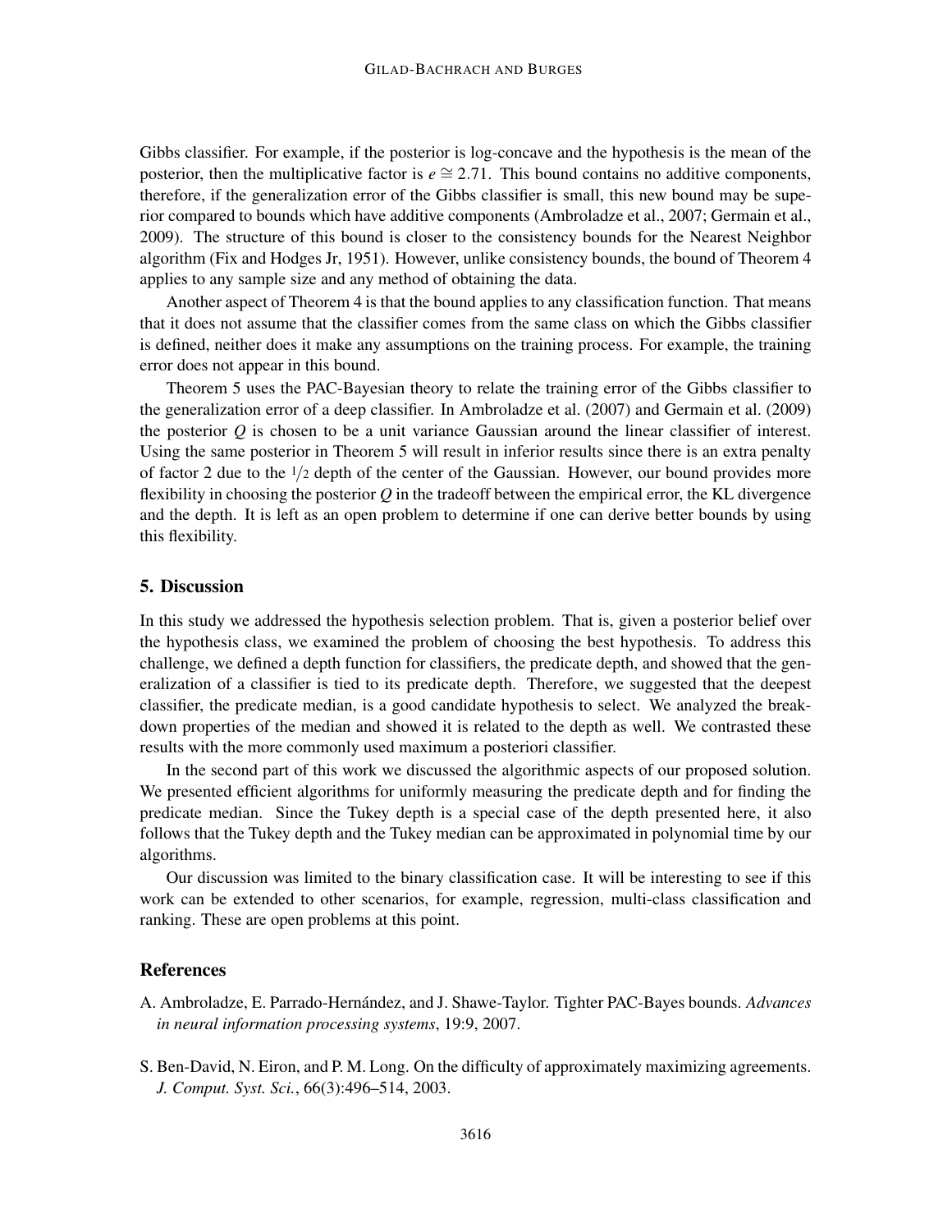Gibbs classifier. For example, if the posterior is log-concave and the hypothesis is the mean of the posterior, then the multiplicative factor is $e \cong 2.71$. This bound contains no additive components, therefore, if the generalization error of the Gibbs classifier is small, this new bound may be superior compared to bounds which have additive components (Ambroladze et al., 2007; Germain et al., 2009). The structure of this bound is closer to the consistency bounds for the Nearest Neighbor algorithm (Fix and Hodges Jr, 1951). However, unlike consistency bounds, the bound of Theorem 4 applies to any sample size and any method of obtaining the data.

Another aspect of Theorem 4 is that the bound applies to any classification function. That means that it does not assume that the classifier comes from the same class on which the Gibbs classifier is defined, neither does it make any assumptions on the training process. For example, the training error does not appear in this bound.

Theorem 5 uses the PAC-Bayesian theory to relate the training error of the Gibbs classifier to the generalization error of a deep classifier. In Ambroladze et al. (2007) and Germain et al. (2009) the posterior $Q$ is chosen to be a unit variance Gaussian around the linear classifier of interest. Using the same posterior in Theorem 5 will result in inferior results since there is an extra penalty of factor 2 due to the $1/2$ depth of the center of the Gaussian. However, our bound provides more flexibility in choosing the posterior $Q$ in the tradeoff between the empirical error, the KL divergence and the depth. It is left as an open problem to determine if one can derive better bounds by using this flexibility.

## 5. Discussion

In this study we addressed the hypothesis selection problem. That is, given a posterior belief over the hypothesis class, we examined the problem of choosing the best hypothesis. To address this challenge, we defined a depth function for classifiers, the predicate depth, and showed that the generalization of a classifier is tied to its predicate depth. Therefore, we suggested that the deepest classifier, the predicate median, is a good candidate hypothesis to select. We analyzed the breakdown properties of the median and showed it is related to the depth as well. We contrasted these results with the more commonly used maximum a posteriori classifier.

In the second part of this work we discussed the algorithmic aspects of our proposed solution. We presented efficient algorithms for uniformly measuring the predicate depth and for finding the predicate median. Since the Tukey depth is a special case of the depth presented here, it also follows that the Tukey depth and the Tukey median can be approximated in polynomial time by our algorithms.

Our discussion was limited to the binary classification case. It will be interesting to see if this work can be extended to other scenarios, for example, regression, multi-class classification and ranking. These are open problems at this point.

## References

A. Ambroladze, E. Parrado-Hernández, and J. Shawe-Taylor. Tighter PAC-Bayes bounds. *Advances in neural information processing systems*, 19:9, 2007.

S. Ben-David, N. Eiron, and P. M. Long. On the difficulty of approximately maximizing agreements. *J. Comput. Syst. Sci.*, 66(3):496–514, 2003.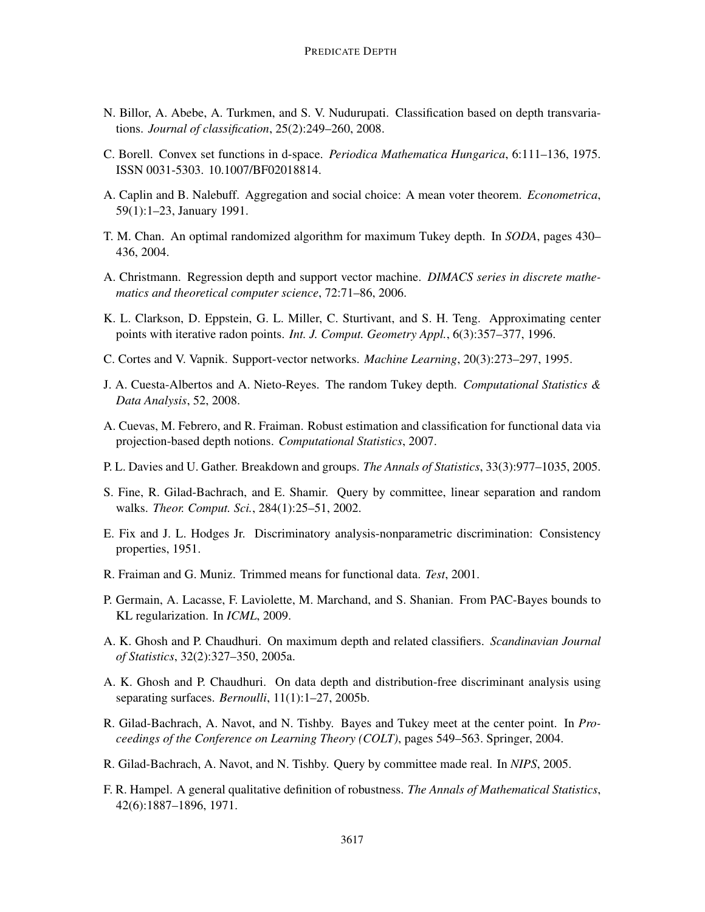N. Billor, A. Abebe, A. Turkmen, and S. V. Nudurupati. Classification based on depth transvariations. *Journal of classification*, 25(2):249–260, 2008.

C. Borell. Convex set functions in d-space. *Periodica Mathematica Hungarica*, 6:111–136, 1975. ISSN 0031-5303. 10.1007/BF02018814.

A. Caplin and B. Nalebuff. Aggregation and social choice: A mean voter theorem. *Econometrica*, 59(1):1–23, January 1991.

T. M. Chan. An optimal randomized algorithm for maximum Tukey depth. In *SODA*, pages 430–436, 2004.

A. Christmann. Regression depth and support vector machine. *DIMACS series in discrete mathematics and theoretical computer science*, 72:71–86, 2006.

K. L. Clarkson, D. Eppstein, G. L. Miller, C. Sturtivant, and S. H. Teng. Approximating center points with iterative radon points. *Int. J. Comput. Geometry Appl.*, 6(3):357–377, 1996.

C. Cortes and V. Vapnik. Support-vector networks. *Machine Learning*, 20(3):273–297, 1995.

J. A. Cuesta-Albertos and A. Nieto-Reyes. The random Tukey depth. *Computational Statistics & Data Analysis*, 52, 2008.

A. Cuevas, M. Febrero, and R. Fraiman. Robust estimation and classification for functional data via projection-based depth notions. *Computational Statistics*, 2007.

P. L. Davies and U. Gather. Breakdown and groups. *The Annals of Statistics*, 33(3):977–1035, 2005.

S. Fine, R. Gilad-Bachrach, and E. Shamir. Query by committee, linear separation and random walks. *Theor. Comput. Sci.*, 284(1):25–51, 2002.

E. Fix and J. L. Hodges Jr. Discriminatory analysis-nonparametric discrimination: Consistency properties, 1951.

R. Fraiman and G. Muniz. Trimmed means for functional data. *Test*, 2001.

P. Germain, A. Lacasse, F. Laviolette, M. Marchand, and S. Shanian. From PAC-Bayes bounds to KL regularization. In *ICML*, 2009.

A. K. Ghosh and P. Chaudhuri. On maximum depth and related classifiers. *Scandinavian Journal of Statistics*, 32(2):327–350, 2005a.

A. K. Ghosh and P. Chaudhuri. On data depth and distribution-free discriminant analysis using separating surfaces. *Bernoulli*, 11(1):1–27, 2005b.

R. Gilad-Bachrach, A. Navot, and N. Tishby. Bayes and Tukey meet at the center point. In *Proceedings of the Conference on Learning Theory (COLT)*, pages 549–563. Springer, 2004.

R. Gilad-Bachrach, A. Navot, and N. Tishby. Query by committee made real. In *NIPS*, 2005.

F. R. Hampel. A general qualitative definition of robustness. *The Annals of Mathematical Statistics*, 42(6):1887–1896, 1971.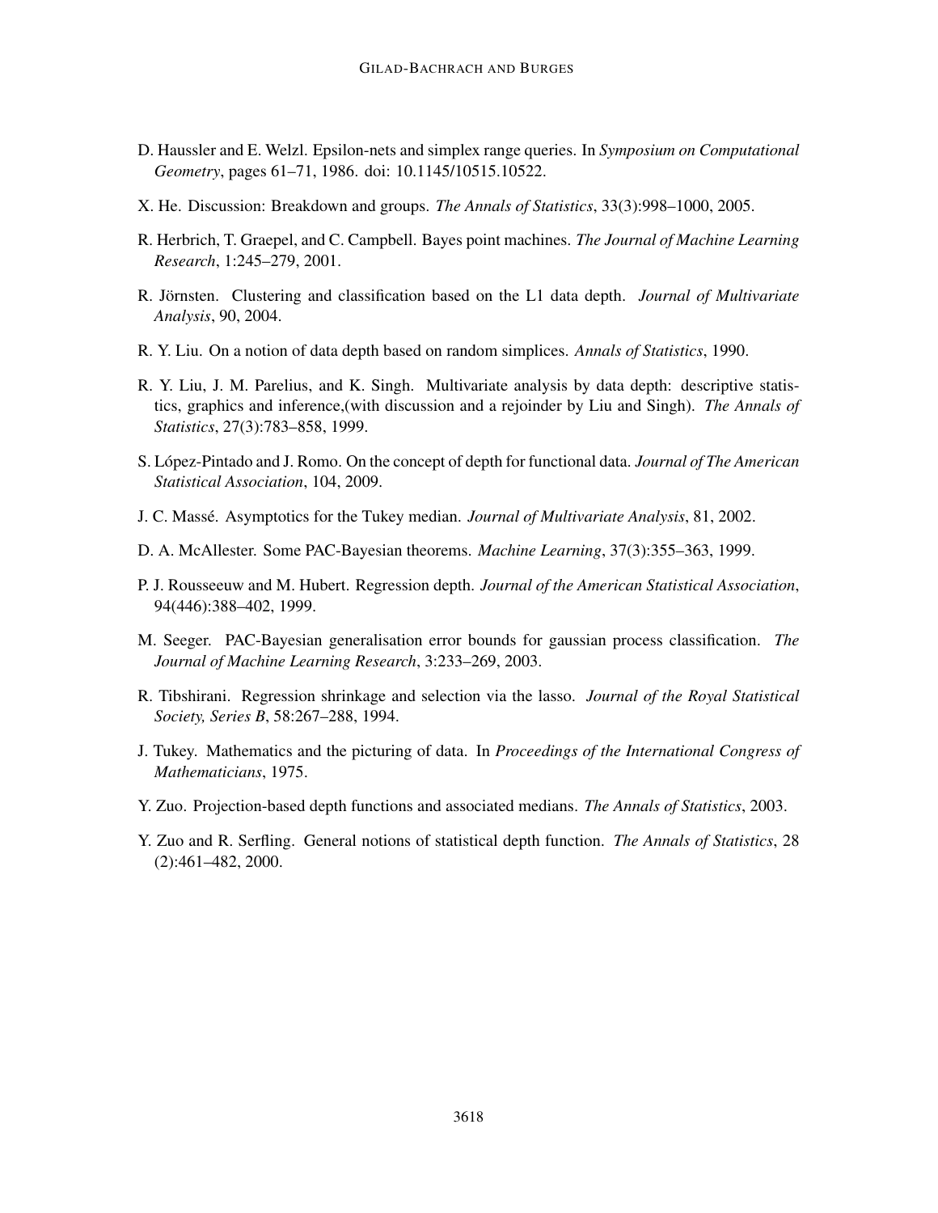D. Haussler and E. Welzl. Epsilon-nets and simplex range queries. In *Symposium on Computational Geometry*, pages 61–71, 1986. doi: 10.1145/10515.10522.

X. He. Discussion: Breakdown and groups. *The Annals of Statistics*, 33(3):998–1000, 2005.

R. Herbrich, T. Graepel, and C. Campbell. Bayes point machines. *The Journal of Machine Learning Research*, 1:245–279, 2001.

R. Jörnsten. Clustering and classification based on the L1 data depth. *Journal of Multivariate Analysis*, 90, 2004.

R. Y. Liu. On a notion of data depth based on random simplices. *Annals of Statistics*, 1990.

R. Y. Liu, J. M. Parelius, and K. Singh. Multivariate analysis by data depth: descriptive statistics, graphics and inference,(with discussion and a rejoinder by Liu and Singh). *The Annals of Statistics*, 27(3):783–858, 1999.

S. López-Pintado and J. Romo. On the concept of depth for functional data. *Journal of The American Statistical Association*, 104, 2009.

J. C. Massé. Asymptotics for the Tukey median. *Journal of Multivariate Analysis*, 81, 2002.

D. A. McAllester. Some PAC-Bayesian theorems. *Machine Learning*, 37(3):355–363, 1999.

P. J. Rousseeuw and M. Hubert. Regression depth. *Journal of the American Statistical Association*, 94(446):388–402, 1999.

M. Seeger. PAC-Bayesian generalisation error bounds for gaussian process classification. *The Journal of Machine Learning Research*, 3:233–269, 2003.

R. Tibshirani. Regression shrinkage and selection via the lasso. *Journal of the Royal Statistical Society, Series B*, 58:267–288, 1994.

J. Tukey. Mathematics and the picturing of data. In *Proceedings of the International Congress of Mathematicians*, 1975.

Y. Zuo. Projection-based depth functions and associated medians. *The Annals of Statistics*, 2003.

Y. Zuo and R. Serfling. General notions of statistical depth function. *The Annals of Statistics*, 28 (2):461–482, 2000.